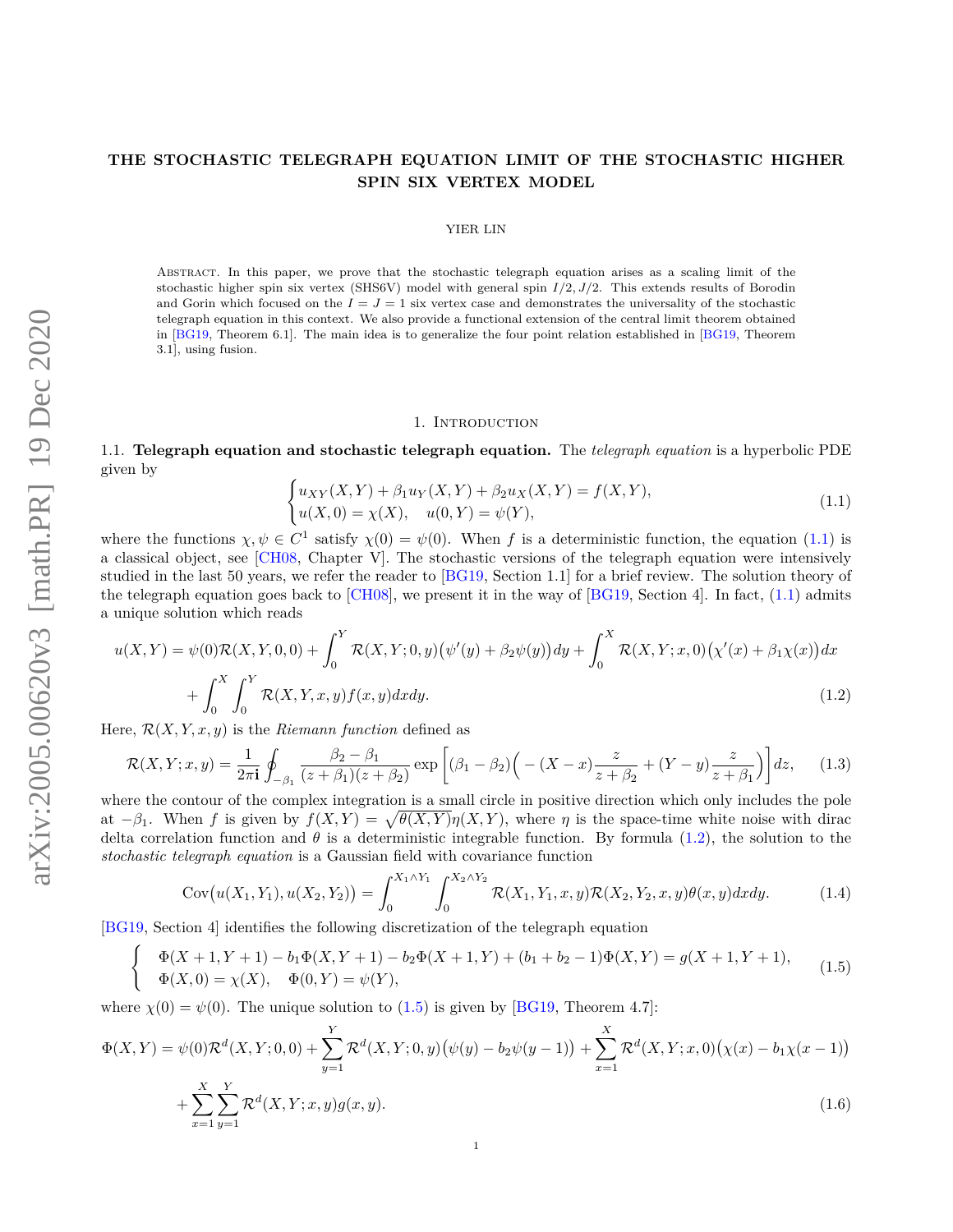# THE STOCHASTIC TELEGRAPH EQUATION LIMIT OF THE STOCHASTIC HIGHER SPIN SIX VERTEX MODEL

YIER LIN

Abstract. In this paper, we prove that the stochastic telegraph equation arises as a scaling limit of the stochastic higher spin six vertex (SHS6V) model with general spin $I/2, J/2$. This extends results of Borodin and Gorin which focused on the $I = J = 1$ six vertex case and demonstrates the universality of the stochastic telegraph equation in this context. We also provide a functional extension of the central limit theorem obtained in [BG19, Theorem 6.1]. The main idea is to generalize the four point relation established in [BG19, Theorem 3.1], using fusion.

## 1. Introduction

### 1.1. Telegraph equation and stochastic telegraph equation.

The *telegraph equation* is a hyperbolic PDE given by

$$
\begin{cases} u_{XY}(X,Y) + \beta_1 u_Y(X,Y) + \beta_2 u_X(X,Y) = f(X,Y), \\ u(X,0) = \chi(X), \quad u(0,Y) = \psi(Y), \end{cases} \tag{1.1}
$$

where the functions $\chi, \psi \in C^1$ satisfy $\chi(0) = \psi(0)$. When $f$ is a deterministic function, the equation (1.1) is a classical object, see [CH08, Chapter V]. The stochastic versions of the telegraph equation were intensively studied in the last 50 years, we refer the reader to [BG19, Section 1.1] for a brief review. The solution theory of the telegraph equation goes back to [CH08], we present it in the way of [BG19, Section 4]. In fact, (1.1) admits a unique solution which reads

$$
\begin{aligned}
u(X,Y) = \psi(0)\mathcal{R}(X,Y,0,0) &+ \int_0^Y \mathcal{R}(X,Y;0,y)\big(\psi'(y) + \beta_2\psi(y)\big)dy + \int_0^X \mathcal{R}(X,Y;x,0)\big(\chi'(x) + \beta_1\chi(x)\big)dx \\
&+ \int_0^X \int_0^Y \mathcal{R}(X,Y,x,y) f(x,y) dx dy.
\end{aligned} \tag{1.2}
$$

Here, $\mathcal{R}(X,Y,x,y)$ is the *Riemann function* defined as

$$
\mathcal{R}(X,Y;x,y) = \frac{1}{2\pi \mathbf{i}} \oint_{-\beta_1} \frac{\beta_2 - \beta_1}{(z+\beta_1)(z+\beta_2)} \exp\left[(\beta_1 - \beta_2)\Big(-(X-x)\frac{z}{z+\beta_2} + (Y-y)\frac{z}{z+\beta_1}\Big)\right] dz, \tag{1.3}
$$

where the contour of the complex integration is a small circle in positive direction which only includes the pole at $-\beta_1$. When $f$ is given by $f(X,Y) = \sqrt{\theta(X,Y)}\eta(X,Y)$, where $\eta$ is the space-time white noise with dirac delta correlation function and $\theta$ is a deterministic integrable function. By formula (1.2), the solution to the *stochastic telegraph equation* is a Gaussian field with covariance function

$$
\mathrm{Cov}\big(u(X_1,Y_1), u(X_2,Y_2)\big) = \int_0^{X_1 \wedge Y_1} \int_0^{X_2 \wedge Y_2} \mathcal{R}(X_1,Y_1,x,y)\mathcal{R}(X_2,Y_2,x,y)\theta(x,y) dx dy. \tag{1.4}
$$

[BG19, Section 4] identifies the following discretization of the telegraph equation

$$
\begin{cases} \Phi(X+1,Y+1) - b_1\Phi(X,Y+1) - b_2\Phi(X+1,Y) + (b_1+b_2-1)\Phi(X,Y) = g(X+1,Y+1), \\ \Phi(X,0) = \chi(X), \quad \Phi(0,Y) = \psi(Y), \end{cases} \tag{1.5}
$$

where $\chi(0) = \psi(0)$. The unique solution to (1.5) is given by [BG19, Theorem 4.7]:

$$
\begin{aligned}
\Phi(X,Y) = \psi(0)\mathcal{R}^d(X,Y;0,0) &+ \sum_{y=1}^{Y} \mathcal{R}^d(X,Y;0,y)\big(\psi(y) - b_2\psi(y-1)\big) + \sum_{x=1}^{X} \mathcal{R}^d(X,Y;x,0)\big(\chi(x) - b_1\chi(x-1)\big) \\
&+ \sum_{x=1}^{X}\sum_{y=1}^{Y} \mathcal{R}^d(X,Y;x,y) g(x,y).
\end{aligned} \tag{1.6}
$$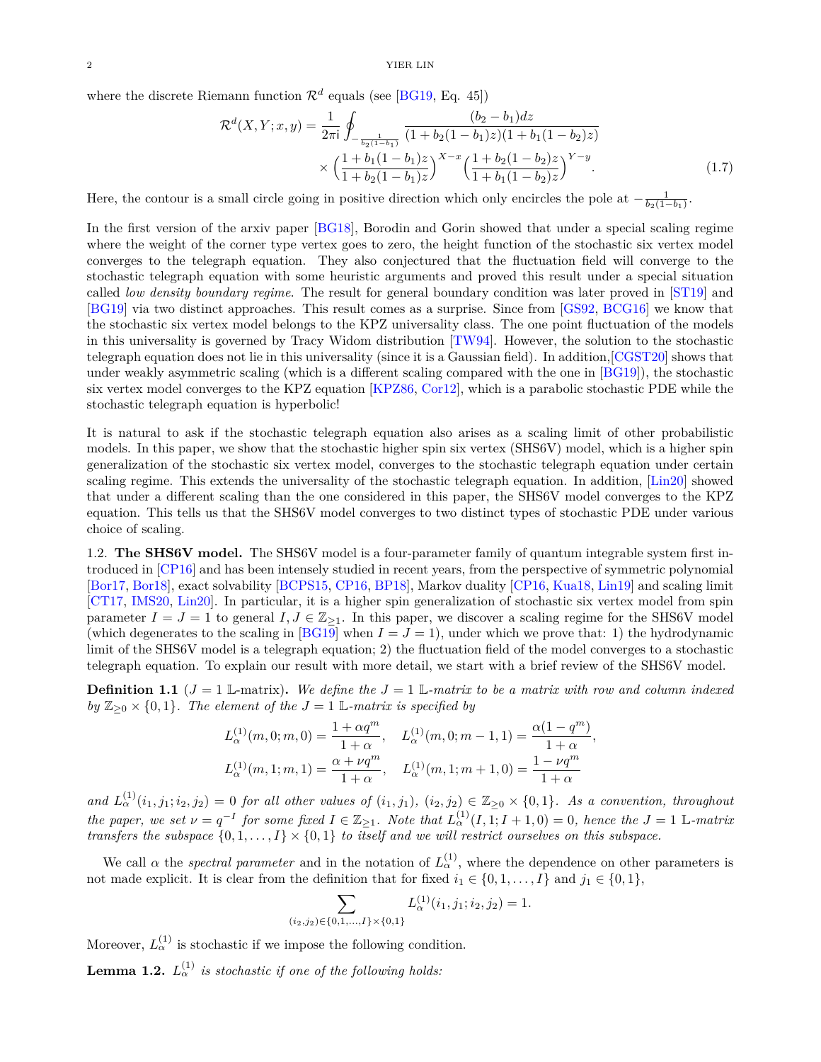where the discrete Riemann function $\mathcal{R}^d$ equals (see [BG19, Eq. 45])

$$\mathcal{R}^d(X,Y;x,y) = \frac{1}{2\pi \mathrm{i}} \oint_{-\frac{1}{b_2(1-b_1)}} \frac{(b_2-b_1)dz}{(1+b_2(1-b_1)z)(1+b_1(1-b_2)z)} \times \Big(\frac{1+b_1(1-b_1)z}{1+b_2(1-b_1)z}\Big)^{X-x} \Big(\frac{1+b_2(1-b_2)z}{1+b_1(1-b_2)z}\Big)^{Y-y}. \tag{1.7}$$

Here, the contour is a small circle going in positive direction which only encircles the pole at $-\frac{1}{b_2(1-b_1)}$.

In the first version of the arxiv paper [BG18], Borodin and Gorin showed that under a special scaling regime where the weight of the corner type vertex goes to zero, the height function of the stochastic six vertex model converges to the telegraph equation. They also conjectured that the fluctuation field will converge to the stochastic telegraph equation with some heuristic arguments and proved this result under a special situation called *low density boundary regime*. The result for general boundary condition was later proved in [ST19] and [BG19] via two distinct approaches. This result comes as a surprise. Since from [GS92, BCG16] we know that the stochastic six vertex model belongs to the KPZ universality class. The one point fluctuation of the models in this universality is governed by Tracy Widom distribution [TW94]. However, the solution to the stochastic telegraph equation does not lie in this universality (since it is a Gaussian field). In addition,[CGST20] shows that under weakly asymmetric scaling (which is a different scaling compared with the one in [BG19]), the stochastic six vertex model converges to the KPZ equation [KPZ86, Cor12], which is a parabolic stochastic PDE while the stochastic telegraph equation is hyperbolic!

It is natural to ask if the stochastic telegraph equation also arises as a scaling limit of other probabilistic models. In this paper, we show that the stochastic higher spin six vertex (SHS6V) model, which is a higher spin generalization of the stochastic six vertex model, converges to the stochastic telegraph equation under certain scaling regime. This extends the universality of the stochastic telegraph equation. In addition, [Lin20] showed that under a different scaling than the one considered in this paper, the SHS6V model converges to the KPZ equation. This tells us that the SHS6V model converges to two distinct types of stochastic PDE under various choice of scaling.

### 1.2. The SHS6V model.

The SHS6V model is a four-parameter family of quantum integrable system first introduced in [CP16] and has been intensely studied in recent years, from the perspective of symmetric polynomial [Bor17, Bor18], exact solvability [BCPS15, CP16, BP18], Markov duality [CP16, Kua18, Lin19] and scaling limit [CT17, IMS20, Lin20]. In particular, it is a higher spin generalization of stochastic six vertex model from spin parameter $I = J = 1$ to general $I, J \in \mathbb{Z}_{\geq 1}$. In this paper, we discover a scaling regime for the SHS6V model (which degenerates to the scaling in [BG19] when $I = J = 1$), under which we prove that: 1) the hydrodynamic limit of the SHS6V model is a telegraph equation; 2) the fluctuation field of the model converges to a stochastic telegraph equation. To explain our result with more detail, we start with a brief review of the SHS6V model.

**Definition 1.1** ($J = 1$ $\mathbb{L}$-matrix)**.** *We define the $J = 1$ $\mathbb{L}$-matrix to be a matrix with row and column indexed by $\mathbb{Z}_{\geq 0} \times \{0, 1\}$. The element of the $J = 1$ $\mathbb{L}$-matrix is specified by*

$$L_\alpha^{(1)}(m,0;m,0) = \frac{1+\alpha q^m}{1+\alpha}, \quad L_\alpha^{(1)}(m,0;m-1,1) = \frac{\alpha(1-q^m)}{1+\alpha},$$
$$L_\alpha^{(1)}(m,1;m,1) = \frac{\alpha+\nu q^m}{1+\alpha}, \quad L_\alpha^{(1)}(m,1;m+1,0) = \frac{1-\nu q^m}{1+\alpha}$$

*and $L_\alpha^{(1)}(i_1, j_1; i_2, j_2) = 0$ for all other values of $(i_1, j_1)$, $(i_2, j_2) \in \mathbb{Z}_{\geq 0} \times \{0, 1\}$. As a convention, throughout the paper, we set $\nu = q^{-I}$ for some fixed $I \in \mathbb{Z}_{\geq 1}$. Note that $L_\alpha^{(1)}(I, 1; I + 1, 0) = 0$, hence the $J = 1$ $\mathbb{L}$-matrix transfers the subspace $\{0, 1, \dots, I\} \times \{0, 1\}$ to itself and we will restrict ourselves on this subspace.*

We call $\alpha$ the *spectral parameter* and in the notation of $L_\alpha^{(1)}$, where the dependence on other parameters is not made explicit. It is clear from the definition that for fixed $i_1 \in \{0, 1, \dots, I\}$ and $j_1 \in \{0, 1\}$,

$$\sum_{(i_2,j_2) \in \{0,1,\dots,I\} \times \{0,1\}} L_\alpha^{(1)}(i_1, j_1; i_2, j_2) = 1.$$

Moreover, $L_\alpha^{(1)}$ is stochastic if we impose the following condition.

**Lemma 1.2.** *$L_\alpha^{(1)}$ is stochastic if one of the following holds:*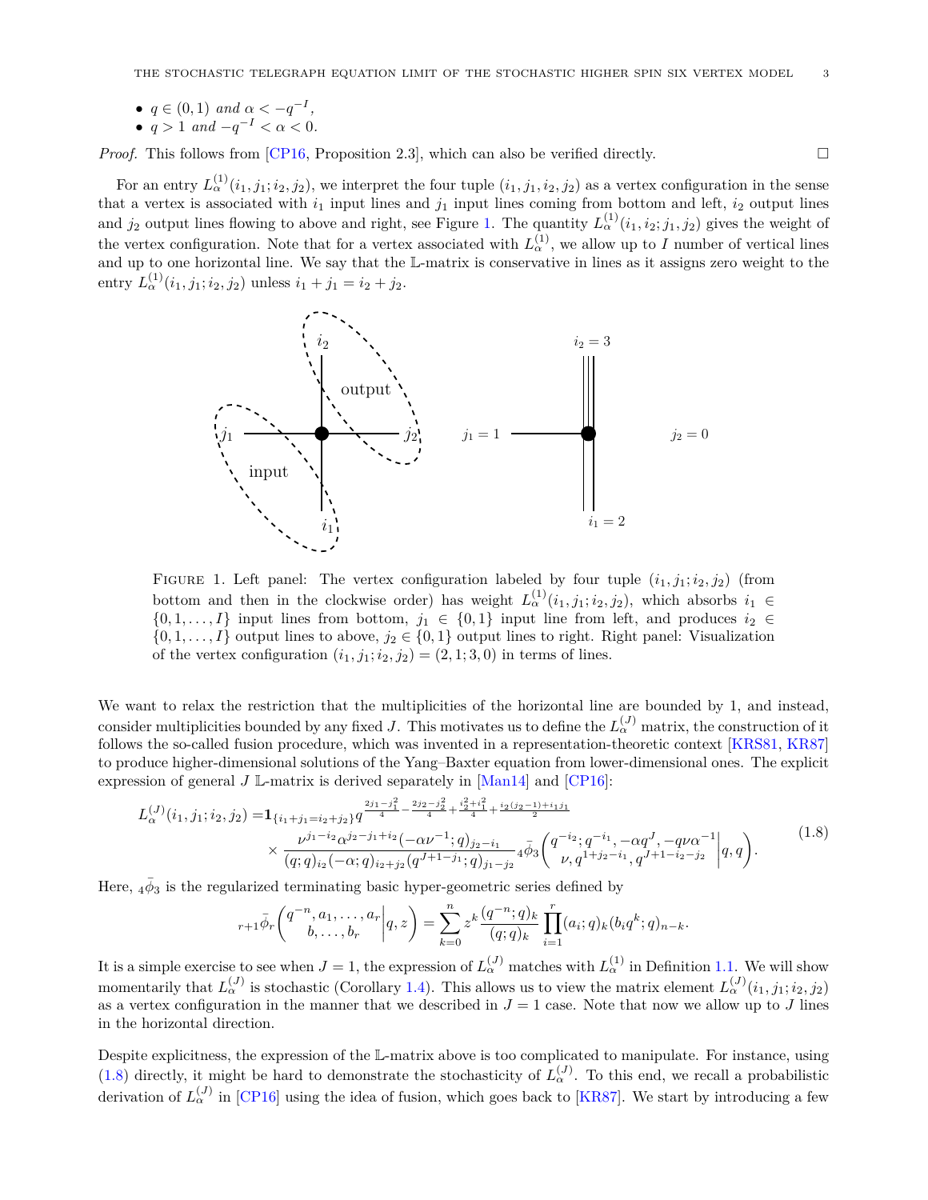- $q \in (0,1)$ *and* $\alpha < -q^{-I}$,
- $q > 1$ *and* $-q^{-I} < \alpha < 0$.

*Proof.* This follows from [CP16, Proposition 2.3], which can also be verified directly. □

For an entry $L_\alpha^{(1)}(i_1, j_1; i_2, j_2)$, we interpret the four tuple $(i_1, j_1, i_2, j_2)$ as a vertex configuration in the sense that a vertex is associated with $i_1$ input lines and $j_1$ input lines coming from bottom and left, $i_2$ output lines and $j_2$ output lines flowing to above and right, see Figure 1. The quantity $L_\alpha^{(1)}(i_1, i_2; j_1, j_2)$ gives the weight of the vertex configuration. Note that for a vertex associated with $L_\alpha^{(1)}$, we allow up to $I$ number of vertical lines and up to one horizontal line. We say that the $\mathbb{L}$-matrix is conservative in lines as it assigns zero weight to the entry $L_\alpha^{(1)}(i_1, j_1; i_2, j_2)$ unless $i_1 + j_1 = i_2 + j_2$.

FIGURE 1. Left panel: The vertex configuration labeled by four tuple $(i_1, j_1; i_2, j_2)$ (from bottom and then in the clockwise order) has weight $L_\alpha^{(1)}(i_1, j_1; i_2, j_2)$, which absorbs $i_1 \in \{0, 1, \dots, I\}$ input lines from bottom, $j_1 \in \{0, 1\}$ input line from left, and produces $i_2 \in \{0, 1, \dots, I\}$ output lines to above, $j_2 \in \{0, 1\}$ output lines to right. Right panel: Visualization of the vertex configuration $(i_1, j_1; i_2, j_2) = (2, 1; 3, 0)$ in terms of lines.

We want to relax the restriction that the multiplicities of the horizontal line are bounded by 1, and instead, consider multiplicities bounded by any fixed $J$. This motivates us to define the $L_\alpha^{(J)}$ matrix, the construction of it follows the so-called fusion procedure, which was invented in a representation-theoretic context [KRS81, KR87] to produce higher-dimensional solutions of the Yang–Baxter equation from lower-dimensional ones. The explicit expression of general $J$ $\mathbb{L}$-matrix is derived separately in [Man14] and [CP16]:

$$
\begin{aligned}
L_\alpha^{(J)}(i_1, j_1; i_2, j_2) =& \mathbf{1}_{\{i_1 + j_1 = i_2 + j_2\}} q^{\frac{2j_1 - j_1^2}{4} - \frac{2j_2 - j_2^2}{4} + \frac{i_2^2 + i_1^2}{4} + \frac{i_2(j_2 - 1) + i_1 j_1}{2}} \\
&\times \frac{\nu^{j_1 - i_2} \alpha^{j_2 - j_1 + i_2} (-\alpha \nu^{-1}; q)_{j_2 - i_1}}{(q;q)_{i_2} (-\alpha; q)_{i_2 + j_2} (q^{J + 1 - j_1}; q)_{j_1 - j_2}} \, {}_4\bar{\phi}_3 \left( \begin{matrix} q^{-i_2}; q^{-i_1}, -\alpha q^J, -q\nu\alpha^{-1} \\ \nu, q^{1 + j_2 - i_1}, q^{J + 1 - i_2 - j_2} \end{matrix} \middle| q, q \right).
\end{aligned}
\tag{1.8}
$$

Here, ${}_4\bar{\phi}_3$ is the regularized terminating basic hyper-geometric series defined by

$$
{}_{r+1}\bar{\phi}_r \left( \begin{matrix} q^{-n}, a_1, \dots, a_r \\ b, \dots, b_r \end{matrix} \middle| q, z \right) = \sum_{k=0}^{n} z^k \frac{(q^{-n}; q)_k}{(q;q)_k} \prod_{i=1}^{r} (a_i; q)_k (b_i q^k; q)_{n-k}.
$$

It is a simple exercise to see when $J = 1$, the expression of $L_\alpha^{(J)}$ matches with $L_\alpha^{(1)}$ in Definition 1.1. We will show momentarily that $L_\alpha^{(J)}$ is stochastic (Corollary 1.4). This allows us to view the matrix element $L_\alpha^{(J)}(i_1, j_1; i_2, j_2)$ as a vertex configuration in the manner that we described in $J = 1$ case. Note that now we allow up to $J$ lines in the horizontal direction.

Despite explicitness, the expression of the $\mathbb{L}$-matrix above is too complicated to manipulate. For instance, using (1.8) directly, it might be hard to demonstrate the stochasticity of $L_\alpha^{(J)}$. To this end, we recall a probabilistic derivation of $L_\alpha^{(J)}$ in [CP16] using the idea of fusion, which goes back to [KR87]. We start by introducing a few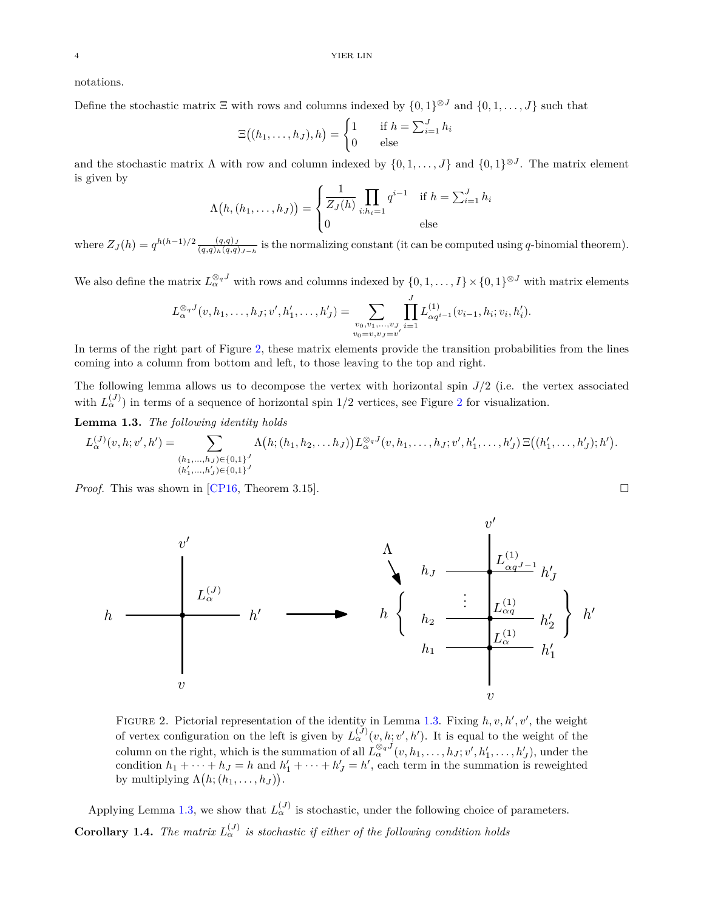notations.

Define the stochastic matrix $\Xi$ with rows and columns indexed by $\{0,1\}^{\otimes J}$ and $\{0,1,\dots,J\}$ such that

$$\Xi\big((h_1,\dots,h_J),h\big) = \begin{cases} 1 & \text{if } h = \sum_{i=1}^J h_i \\ 0 & \text{else} \end{cases}$$

and the stochastic matrix $\Lambda$ with row and column indexed by $\{0,1,\dots,J\}$ and $\{0,1\}^{\otimes J}$. The matrix element is given by

$$\Lambda\big(h,(h_1,\dots,h_J)\big) = \begin{cases} \dfrac{1}{Z_J(h)} \displaystyle\prod_{i:h_i=1} q^{i-1} & \text{if } h = \sum_{i=1}^J h_i \\ 0 & \text{else} \end{cases}$$

where $Z_J(h) = q^{h(h-1)/2} \frac{(q,q)_J}{(q,q)_h (q,q)_{J-h}}$ is the normalizing constant (it can be computed using $q$-binomial theorem).

We also define the matrix $L_\alpha^{\otimes_q J}$ with rows and columns indexed by $\{0,1,\dots,I\} \times \{0,1\}^{\otimes J}$ with matrix elements

$$L_\alpha^{\otimes_q J}(v,h_1,\dots,h_J;v',h_1',\dots,h_J') = \sum_{\substack{v_0,v_1,\dots,v_J \\ v_0=v, v_J=v'}} \prod_{i=1}^J L^{(1)}_{\alpha q^{i-1}}(v_{i-1},h_i;v_i,h_i').$$

In terms of the right part of Figure 2, these matrix elements provide the transition probabilities from the lines coming into a column from bottom and left, to those leaving to the top and right.

The following lemma allows us to decompose the vertex with horizontal spin $J/2$ (i.e. the vertex associated with $L_\alpha^{(J)}$) in terms of a sequence of horizontal spin $1/2$ vertices, see Figure 2 for visualization.

**Lemma 1.3.** *The following identity holds*

$$L_\alpha^{(J)}(v,h;v',h') = \sum_{\substack{(h_1,\dots,h_J)\in\{0,1\}^J \\ (h_1',\dots,h_J')\in\{0,1\}^J}} \Lambda\big(h;(h_1,h_2,\dots h_J)\big) L_\alpha^{\otimes_q J}(v,h_1,\dots,h_J;v',h_1',\dots,h_J')\, \Xi\big((h_1',\dots,h_J');h'\big).$$

*Proof.* This was shown in [CP16, Theorem 3.15]. □

FIGURE 2. Pictorial representation of the identity in Lemma 1.3. Fixing $h,v,h',v'$, the weight of vertex configuration on the left is given by $L_\alpha^{(J)}(v,h;v',h')$. It is equal to the weight of the column on the right, which is the summation of all $L_\alpha^{\otimes_q J}(v,h_1,\dots,h_J;v',h_1',\dots,h_J')$, under the condition $h_1+\dots+h_J = h$ and $h_1'+\dots+h_J' = h'$, each term in the summation is reweighted by multiplying $\Lambda\big(h;(h_1,\dots,h_J)\big)$.

Applying Lemma 1.3, we show that $L_\alpha^{(J)}$ is stochastic, under the following choice of parameters.

**Corollary 1.4.** *The matrix $L_\alpha^{(J)}$ is stochastic if either of the following condition holds*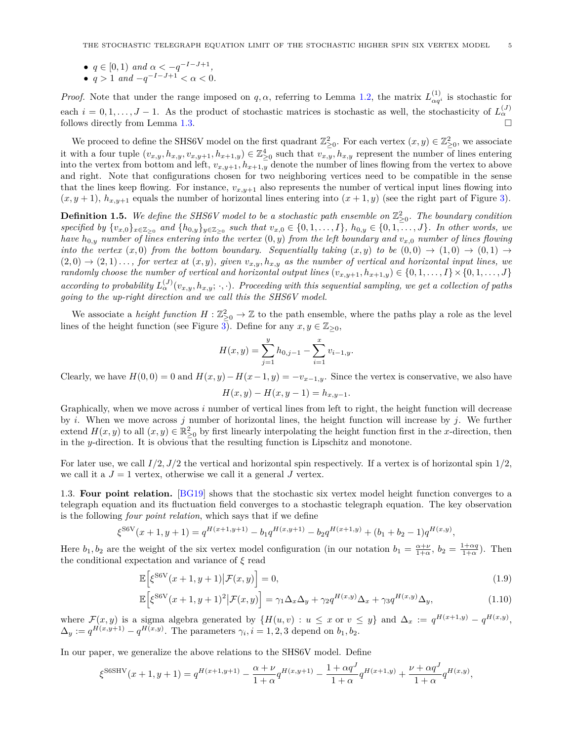- $q \in [0, 1)$ *and* $\alpha < -q^{-I-J+1}$,
- $q > 1$ *and* $-q^{-I-J+1} < \alpha < 0$.

*Proof.* Note that under the range imposed on $q, \alpha$, referring to Lemma 1.2, the matrix $L^{(1)}_{\alpha q^i}$ is stochastic for each $i = 0, 1, \dots, J-1$. As the product of stochastic matrices is stochastic as well, the stochasticity of $L^{(J)}_\alpha$ follows directly from Lemma 1.3. □

We proceed to define the SHS6V model on the first quadrant $\mathbb{Z}^2_{\geq 0}$. For each vertex $(x, y) \in \mathbb{Z}^2_{\geq 0}$, we associate it with a four tuple $(v_{x,y}, h_{x,y}, v_{x,y+1}, h_{x+1,y}) \in \mathbb{Z}^4_{\geq 0}$ such that $v_{x,y}, h_{x,y}$ represent the number of lines entering into the vertex from bottom and left, $v_{x,y+1}, h_{x+1,y}$ denote the number of lines flowing from the vertex to above and right. Note that configurations chosen for two neighboring vertices need to be compatible in the sense that the lines keep flowing. For instance, $v_{x,y+1}$ also represents the number of vertical input lines flowing into $(x, y+1)$, $h_{x,y+1}$ equals the number of horizontal lines entering into $(x+1, y)$ (see the right part of Figure 3).

**Definition 1.5.** *We define the SHS6V model to be a stochastic path ensemble on $\mathbb{Z}^2_{\geq 0}$. The boundary condition specified by $\{v_{x,0}\}_{x \in \mathbb{Z}_{\geq 0}}$ and $\{h_{0,y}\}_{y \in \mathbb{Z}_{\geq 0}}$ such that $v_{x,0} \in \{0, 1, \dots, I\}$, $h_{0,y} \in \{0, 1, \dots, J\}$. In other words, we have $h_{0,y}$ number of lines entering into the vertex $(0, y)$ from the left boundary and $v_{x,0}$ number of lines flowing into the vertex $(x, 0)$ from the bottom boundary. Sequentially taking $(x, y)$ to be $(0, 0) \to (1, 0) \to (0, 1) \to (2, 0) \to (2, 1) \dots$, for vertex at $(x, y)$, given $v_{x,y}, h_{x,y}$ as the number of vertical and horizontal input lines, we randomly choose the number of vertical and horizontal output lines $(v_{x,y+1}, h_{x+1,y}) \in \{0, 1, \dots, I\} \times \{0, 1, \dots, J\}$ according to probability $L^{(J)}_\alpha(v_{x,y}, h_{x,y}; \cdot, \cdot)$. Proceeding with this sequential sampling, we get a collection of paths going to the up-right direction and we call this the SHS6V model.*

We associate a *height function* $H : \mathbb{Z}^2_{\geq 0} \to \mathbb{Z}$ to the path ensemble, where the paths play a role as the level lines of the height function (see Figure 3). Define for any $x, y \in \mathbb{Z}_{\geq 0}$,

$$H(x, y) = \sum_{j=1}^{y} h_{0,j-1} - \sum_{i=1}^{x} v_{i-1,y}.$$

Clearly, we have $H(0, 0) = 0$ and $H(x, y) - H(x-1, y) = -v_{x-1,y}$. Since the vertex is conservative, we also have

$$H(x, y) - H(x, y-1) = h_{x,y-1}.$$

Graphically, when we move across $i$ number of vertical lines from left to right, the height function will decrease by $i$. When we move across $j$ number of horizontal lines, the height function will increase by $j$. We further extend $H(x, y)$ to all $(x, y) \in \mathbb{R}^2_{\geq 0}$ by first linearly interpolating the height function first in the $x$-direction, then in the $y$-direction. It is obvious that the resulting function is Lipschitz and monotone.

For later use, we call $I/2, J/2$ the vertical and horizontal spin respectively. If a vertex is of horizontal spin $1/2$, we call it a $J = 1$ vertex, otherwise we call it a general $J$ vertex.

### 1.3. Four point relation.

[BG19] shows that the stochastic six vertex model height function converges to a telegraph equation and its fluctuation field converges to a stochastic telegraph equation. The key observation is the following *four point relation*, which says that if we define

$$\xi^{\mathrm{S6V}}(x+1, y+1) = q^{H(x+1,y+1)} - b_1 q^{H(x,y+1)} - b_2 q^{H(x+1,y)} + (b_1 + b_2 - 1) q^{H(x,y)},$$

Here $b_1, b_2$ are the weight of the six vertex model configuration (in our notation $b_1 = \frac{\alpha+\nu}{1+\alpha}$, $b_2 = \frac{1+\alpha q}{1+\alpha}$). Then the conditional expectation and variance of $\xi$ read

$$\mathbb{E}\Big[\xi^{\mathrm{S6V}}(x+1, y+1) \big| \mathcal{F}(x, y)\Big] = 0, \tag{1.9}$$

$$\mathbb{E}\Big[\xi^{\mathrm{S6V}}(x+1, y+1)^2 \big| \mathcal{F}(x, y)\Big] = \gamma_1 \Delta_x \Delta_y + \gamma_2 q^{H(x,y)} \Delta_x + \gamma_3 q^{H(x,y)} \Delta_y, \tag{1.10}$$

where $\mathcal{F}(x, y)$ is a sigma algebra generated by $\{H(u, v) : u \leq x \text{ or } v \leq y\}$ and $\Delta_x := q^{H(x+1,y)} - q^{H(x,y)}$, $\Delta_y := q^{H(x,y+1)} - q^{H(x,y)}$. The parameters $\gamma_i, i = 1, 2, 3$ depend on $b_1, b_2$.

In our paper, we generalize the above relations to the SHS6V model. Define

$$\xi^{\mathrm{S6SHV}}(x+1, y+1) = q^{H(x+1,y+1)} - \frac{\alpha+\nu}{1+\alpha} q^{H(x,y+1)} - \frac{1+\alpha q^J}{1+\alpha} q^{H(x+1,y)} + \frac{\nu + \alpha q^J}{1+\alpha} q^{H(x,y)},$$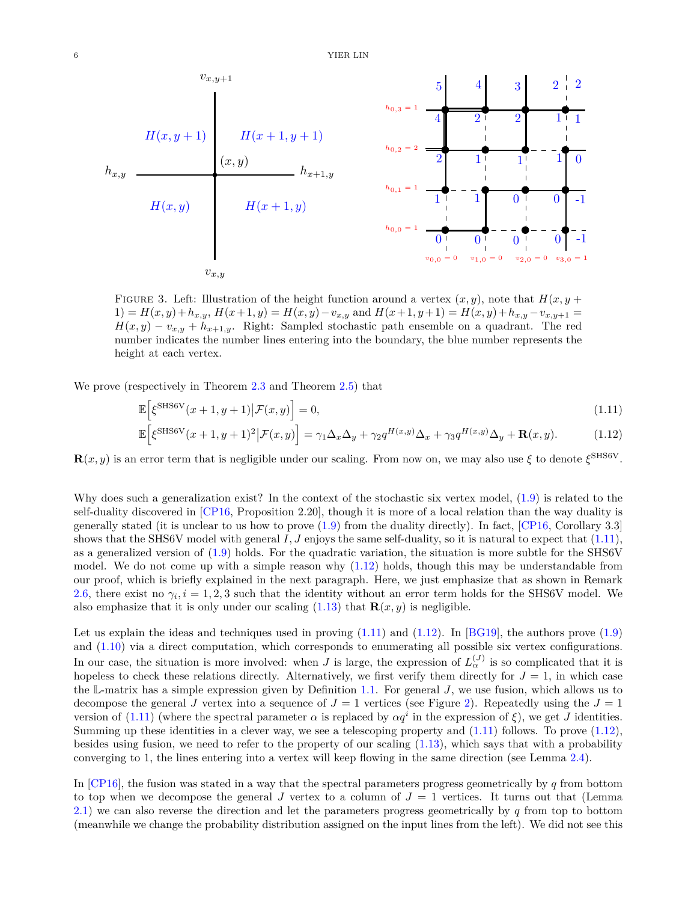FIGURE 3. Left: Illustration of the height function around a vertex $(x, y)$, note that $H(x, y+1) = H(x, y) + h_{x,y}$, $H(x+1, y) = H(x, y) - v_{x,y}$ and $H(x+1, y+1) = H(x, y) + h_{x,y} - v_{x,y+1} = H(x, y) - v_{x,y} + h_{x+1,y}$. Right: Sampled stochastic path ensemble on a quadrant. The red number indicates the number lines entering into the boundary, the blue number represents the height at each vertex.

We prove (respectively in Theorem 2.3 and Theorem 2.5) that

$$\mathbb{E}\Big[\xi^{\text{SHS6V}}(x+1, y+1)\big|\mathcal{F}(x, y)\Big] = 0, \tag{1.11}$$

$$\mathbb{E}\Big[\xi^{\text{SHS6V}}(x+1, y+1)^2\big|\mathcal{F}(x, y)\Big] = \gamma_1 \Delta_x \Delta_y + \gamma_2 q^{H(x,y)} \Delta_x + \gamma_3 q^{H(x,y)} \Delta_y + \mathbf{R}(x, y). \tag{1.12}$$

$\mathbf{R}(x, y)$ is an error term that is negligible under our scaling. From now on, we may also use $\xi$ to denote $\xi^{\text{SHS6V}}$.

Why does such a generalization exist? In the context of the stochastic six vertex model, (1.9) is related to the self-duality discovered in [CP16, Proposition 2.20], though it is more of a local relation than the way duality is generally stated (it is unclear to us how to prove (1.9) from the duality directly). In fact, [CP16, Corollary 3.3] shows that the SHS6V model with general $I, J$ enjoys the same self-duality, so it is natural to expect that (1.11), as a generalized version of (1.9) holds. For the quadratic variation, the situation is more subtle for the SHS6V model. We do not come up with a simple reason why (1.12) holds, though this may be understandable from our proof, which is briefly explained in the next paragraph. Here, we just emphasize that as shown in Remark 2.6, there exist no $\gamma_i, i = 1, 2, 3$ such that the identity without an error term holds for the SHS6V model. We also emphasize that it is only under our scaling (1.13) that $\mathbf{R}(x, y)$ is negligible.

Let us explain the ideas and techniques used in proving (1.11) and (1.12). In [BG19], the authors prove (1.9) and (1.10) via a direct computation, which corresponds to enumerating all possible six vertex configurations. In our case, the situation is more involved: when $J$ is large, the expression of $L_\alpha^{(J)}$ is so complicated that it is hopeless to check these relations directly. Alternatively, we first verify them directly for $J = 1$, in which case the $\mathbb{L}$-matrix has a simple expression given by Definition 1.1. For general $J$, we use fusion, which allows us to decompose the general $J$ vertex into a sequence of $J = 1$ vertices (see Figure 2). Repeatedly using the $J = 1$ version of (1.11) (where the spectral parameter $\alpha$ is replaced by $\alpha q^i$ in the expression of $\xi$), we get $J$ identities. Summing up these identities in a clever way, we see a telescoping property and (1.11) follows. To prove (1.12), besides using fusion, we need to refer to the property of our scaling (1.13), which says that with a probability converging to 1, the lines entering into a vertex will keep flowing in the same direction (see Lemma 2.4).

In [CP16], the fusion was stated in a way that the spectral parameters progress geometrically by $q$ from bottom to top when we decompose the general $J$ vertex to a column of $J = 1$ vertices. It turns out that (Lemma 2.1) we can also reverse the direction and let the parameters progress geometrically by $q$ from top to bottom (meanwhile we change the probability distribution assigned on the input lines from the left). We did not see this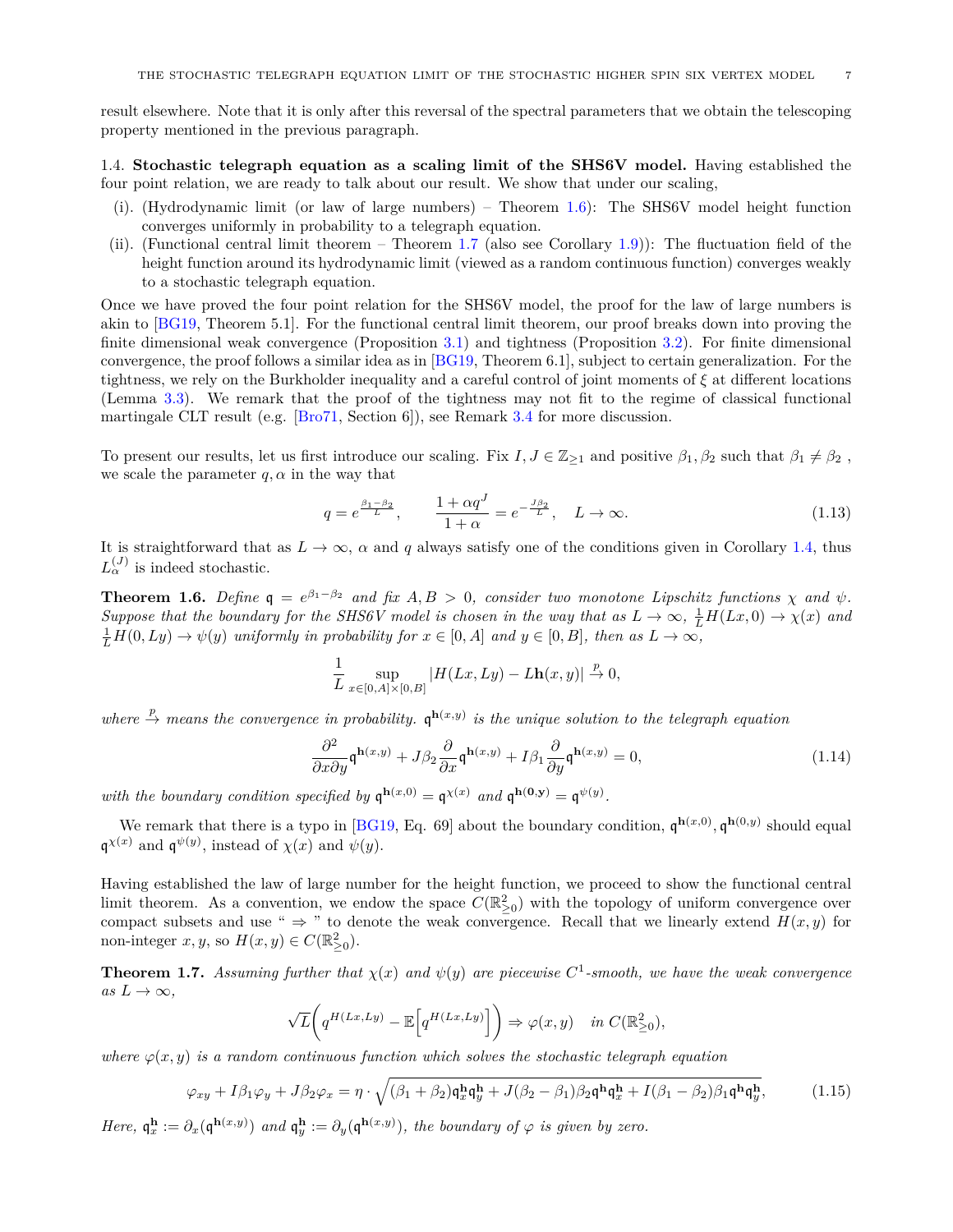result elsewhere. Note that it is only after this reversal of the spectral parameters that we obtain the telescoping property mentioned in the previous paragraph.

### 1.4. Stochastic telegraph equation as a scaling limit of the SHS6V model.

Having established the four point relation, we are ready to talk about our result. We show that under our scaling,

(i). (Hydrodynamic limit (or law of large numbers) – Theorem 1.6): The SHS6V model height function converges uniformly in probability to a telegraph equation.

(ii). (Functional central limit theorem – Theorem 1.7 (also see Corollary 1.9)): The fluctuation field of the height function around its hydrodynamic limit (viewed as a random continuous function) converges weakly to a stochastic telegraph equation.

Once we have proved the four point relation for the SHS6V model, the proof for the law of large numbers is akin to [BG19, Theorem 5.1]. For the functional central limit theorem, our proof breaks down into proving the finite dimensional weak convergence (Proposition 3.1) and tightness (Proposition 3.2). For finite dimensional convergence, the proof follows a similar idea as in [BG19, Theorem 6.1], subject to certain generalization. For the tightness, we rely on the Burkholder inequality and a careful control of joint moments of $\xi$ at different locations (Lemma 3.3). We remark that the proof of the tightness may not fit to the regime of classical functional martingale CLT result (e.g. [Bro71, Section 6]), see Remark 3.4 for more discussion.

To present our results, let us first introduce our scaling. Fix $I, J \in \mathbb{Z}_{\geq 1}$ and positive $\beta_1, \beta_2$ such that $\beta_1 \neq \beta_2$ , we scale the parameter $q, \alpha$ in the way that

$$q = e^{\frac{\beta_1 - \beta_2}{L}}, \qquad \frac{1 + \alpha q^J}{1 + \alpha} = e^{-\frac{J\beta_2}{L}}, \quad L \to \infty. \tag{1.13}$$

It is straightforward that as $L \to \infty$, $\alpha$ and $q$ always satisfy one of the conditions given in Corollary 1.4, thus $L_{\alpha}^{(J)}$ is indeed stochastic.

**Theorem 1.6.** *Define $\mathfrak{q} = e^{\beta_1 - \beta_2}$ and fix $A, B > 0$, consider two monotone Lipschitz functions $\chi$ and $\psi$. Suppose that the boundary for the SHS6V model is chosen in the way that as $L \to \infty$, $\frac{1}{L} H(Lx, 0) \to \chi(x)$ and $\frac{1}{L} H(0, Ly) \to \psi(y)$ uniformly in probability for $x \in [0, A]$ and $y \in [0, B]$, then as $L \to \infty$,*

$$\frac{1}{L} \sup_{x \in [0,A] \times [0,B]} |H(Lx, Ly) - L\mathbf{h}(x, y)| \xrightarrow{p} 0,$$

*where $\xrightarrow{p}$ means the convergence in probability. $\mathfrak{q}^{\mathbf{h}(x,y)}$ is the unique solution to the telegraph equation*

$$\frac{\partial^2}{\partial x \partial y} \mathfrak{q}^{\mathbf{h}(x,y)} + J\beta_2 \frac{\partial}{\partial x} \mathfrak{q}^{\mathbf{h}(x,y)} + I\beta_1 \frac{\partial}{\partial y} \mathfrak{q}^{\mathbf{h}(x,y)} = 0, \tag{1.14}$$

*with the boundary condition specified by $\mathfrak{q}^{\mathbf{h}(x,0)} = \mathfrak{q}^{\chi(x)}$ and $\mathfrak{q}^{\mathbf{h}(0,\mathbf{y})} = \mathfrak{q}^{\psi(y)}$.*

We remark that there is a typo in [BG19, Eq. 69] about the boundary condition, $\mathfrak{q}^{\mathbf{h}(x,0)}, \mathfrak{q}^{\mathbf{h}(0,y)}$ should equal $\mathfrak{q}^{\chi(x)}$ and $\mathfrak{q}^{\psi(y)}$, instead of $\chi(x)$ and $\psi(y)$.

Having established the law of large number for the height function, we proceed to show the functional central limit theorem. As a convention, we endow the space $C(\mathbb{R}^2_{\geq 0})$ with the topology of uniform convergence over compact subsets and use " $\Rightarrow$ " to denote the weak convergence. Recall that we linearly extend $H(x, y)$ for non-integer $x, y$, so $H(x, y) \in C(\mathbb{R}^2_{\geq 0})$.

**Theorem 1.7.** *Assuming further that $\chi(x)$ and $\psi(y)$ are piecewise $C^1$-smooth, we have the weak convergence as $L \to \infty$,*

$$\sqrt{L}\bigg(q^{H(Lx,Ly)} - \mathbb{E}\Big[q^{H(Lx,Ly)}\Big]\bigg) \Rightarrow \varphi(x, y) \quad \text{in } C(\mathbb{R}^2_{\geq 0}),$$

*where $\varphi(x, y)$ is a random continuous function which solves the stochastic telegraph equation*

$$\varphi_{xy} + I\beta_1 \varphi_y + J\beta_2 \varphi_x = \eta \cdot \sqrt{(\beta_1 + \beta_2)\mathfrak{q}^{\mathbf{h}}_x \mathfrak{q}^{\mathbf{h}}_y + J(\beta_2 - \beta_1)\beta_2 \mathfrak{q}^{\mathbf{h}} \mathfrak{q}^{\mathbf{h}}_x + I(\beta_1 - \beta_2)\beta_1 \mathfrak{q}^{\mathbf{h}} \mathfrak{q}^{\mathbf{h}}_y}, \tag{1.15}$$

*Here, $\mathfrak{q}^{\mathbf{h}}_x := \partial_x(\mathfrak{q}^{\mathbf{h}(x,y)})$ and $\mathfrak{q}^{\mathbf{h}}_y := \partial_y(\mathfrak{q}^{\mathbf{h}(x,y)})$, the boundary of $\varphi$ is given by zero.*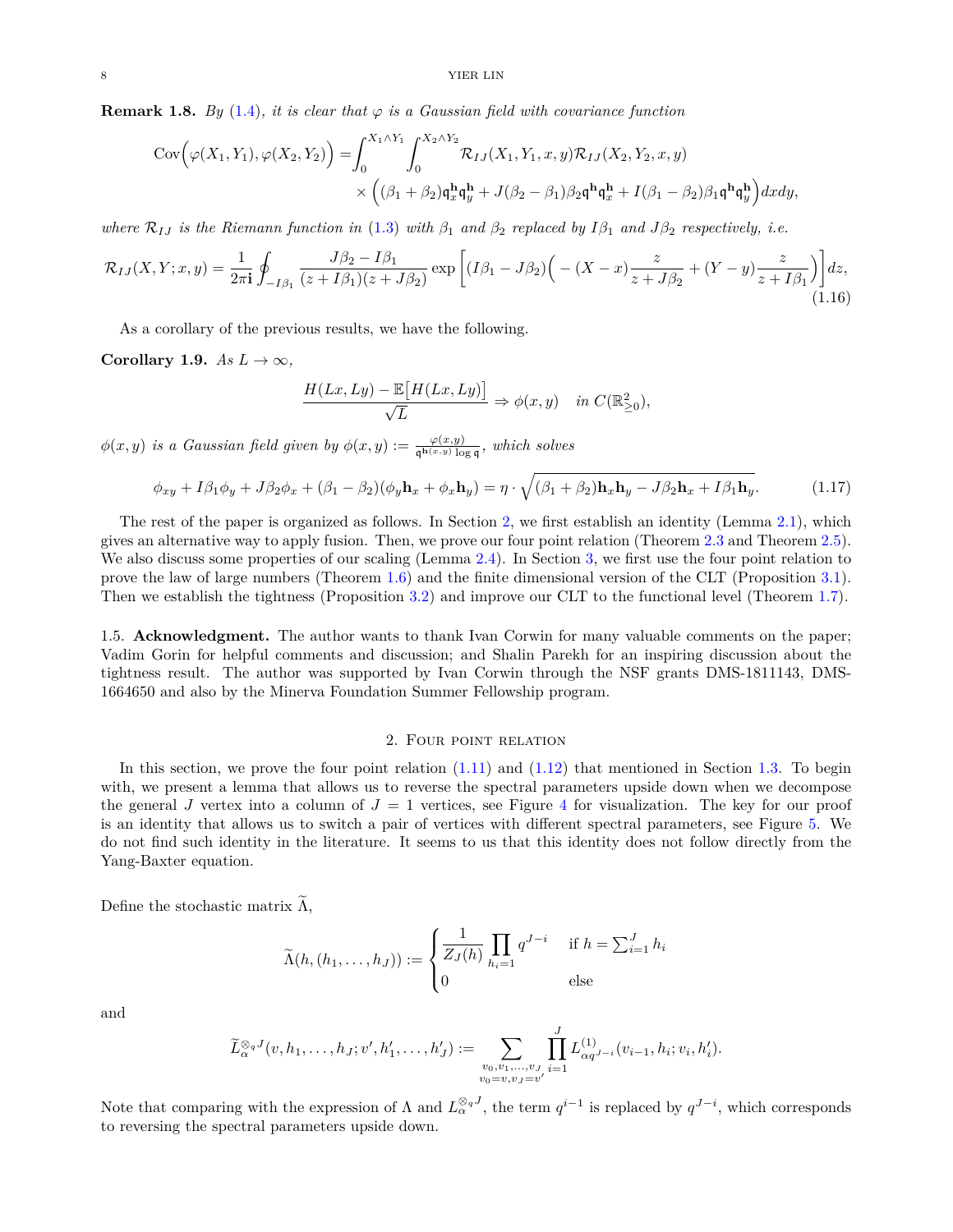**Remark 1.8.** *By (1.4), it is clear that $\varphi$ is a Gaussian field with covariance function*

$$\mathrm{Cov}\Big(\varphi(X_1,Y_1),\varphi(X_2,Y_2)\Big) = \int_0^{X_1\wedge Y_1}\int_0^{X_2\wedge Y_2} \mathcal{R}_{IJ}(X_1,Y_1,x,y)\mathcal{R}_{IJ}(X_2,Y_2,x,y)$$
$$\times\Big((\beta_1+\beta_2)\mathfrak{q}_x^{\mathbf{h}}\mathfrak{q}_y^{\mathbf{h}} + J(\beta_2-\beta_1)\beta_2\mathfrak{q}^{\mathbf{h}}\mathfrak{q}_x^{\mathbf{h}} + I(\beta_1-\beta_2)\beta_1\mathfrak{q}^{\mathbf{h}}\mathfrak{q}_y^{\mathbf{h}}\Big)dxdy,$$

*where $\mathcal{R}_{IJ}$ is the Riemann function in (1.3) with $\beta_1$ and $\beta_2$ replaced by $I\beta_1$ and $J\beta_2$ respectively, i.e.*

$$\mathcal{R}_{IJ}(X,Y;x,y) = \frac{1}{2\pi\mathbf{i}}\oint_{-I\beta_1}\frac{J\beta_2 - I\beta_1}{(z+I\beta_1)(z+J\beta_2)}\exp\left[(I\beta_1 - J\beta_2)\Big(-(X-x)\frac{z}{z+J\beta_2} + (Y-y)\frac{z}{z+I\beta_1}\Big)\right]dz, \tag{1.16}$$

As a corollary of the previous results, we have the following.

**Corollary 1.9.** *As $L\to\infty$,*

$$\frac{H(Lx,Ly) - \mathbb{E}\big[H(Lx,Ly)\big]}{\sqrt{L}} \Rightarrow \phi(x,y) \quad \text{in } C(\mathbb{R}^2_{\geq 0}),$$

*$\phi(x,y)$ is a Gaussian field given by $\phi(x,y) := \frac{\varphi(x,y)}{\mathfrak{q}^{\mathbf{h}(x,y)}\log\mathfrak{q}}$, which solves*

$$\phi_{xy} + I\beta_1\phi_y + J\beta_2\phi_x + (\beta_1-\beta_2)(\phi_y\mathbf{h}_x + \phi_x\mathbf{h}_y) = \eta\cdot\sqrt{(\beta_1+\beta_2)\mathbf{h}_x\mathbf{h}_y - J\beta_2\mathbf{h}_x + I\beta_1\mathbf{h}_y}. \tag{1.17}$$

The rest of the paper is organized as follows. In Section 2, we first establish an identity (Lemma 2.1), which gives an alternative way to apply fusion. Then, we prove our four point relation (Theorem 2.3 and Theorem 2.5). We also discuss some properties of our scaling (Lemma 2.4). In Section 3, we first use the four point relation to prove the law of large numbers (Theorem 1.6) and the finite dimensional version of the CLT (Proposition 3.1). Then we establish the tightness (Proposition 3.2) and improve our CLT to the functional level (Theorem 1.7).

1.5. **Acknowledgment.** The author wants to thank Ivan Corwin for many valuable comments on the paper; Vadim Gorin for helpful comments and discussion; and Shalin Parekh for an inspiring discussion about the tightness result. The author was supported by Ivan Corwin through the NSF grants DMS-1811143, DMS-1664650 and also by the Minerva Foundation Summer Fellowship program.

## 2. Four point relation

In this section, we prove the four point relation (1.11) and (1.12) that mentioned in Section 1.3. To begin with, we present a lemma that allows us to reverse the spectral parameters upside down when we decompose the general $J$ vertex into a column of $J=1$ vertices, see Figure 4 for visualization. The key for our proof is an identity that allows us to switch a pair of vertices with different spectral parameters, see Figure 5. We do not find such identity in the literature. It seems to us that this identity does not follow directly from the Yang-Baxter equation.

Define the stochastic matrix $\widetilde{\Lambda}$,

$$\widetilde{\Lambda}(h,(h_1,\dots,h_J)) := \begin{cases} \dfrac{1}{Z_J(h)}\displaystyle\prod_{h_i=1} q^{J-i} & \text{if } h = \sum_{i=1}^J h_i \\ 0 & \text{else}\end{cases}$$

and

$$\widetilde{L}_\alpha^{\otimes_q J}(v,h_1,\dots,h_J;v',h_1',\dots,h_J') := \sum_{\substack{v_0,v_1,\dots,v_J\\ v_0=v, v_J=v'}}\prod_{i=1}^J L^{(1)}_{\alpha q^{J-i}}(v_{i-1},h_i;v_i,h_i').$$

Note that comparing with the expression of $\Lambda$ and $L_\alpha^{\otimes_q J}$, the term $q^{i-1}$ is replaced by $q^{J-i}$, which corresponds to reversing the spectral parameters upside down.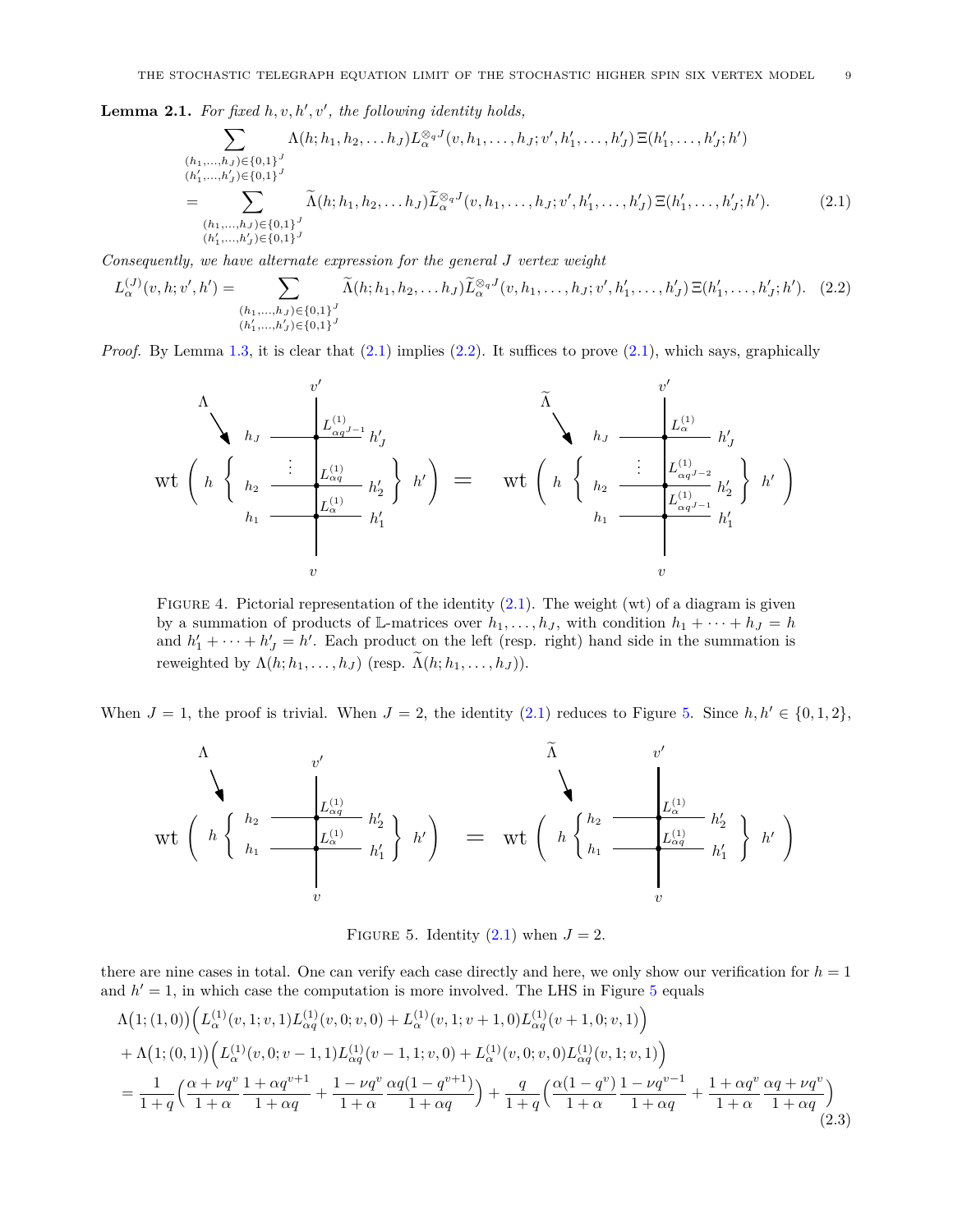**Lemma 2.1.** *For fixed $h, v, h', v'$, the following identity holds,*

$$\sum_{\substack{(h_1,\dots,h_J)\in\{0,1\}^J\\(h'_1,\dots,h'_J)\in\{0,1\}^J}} \Lambda(h; h_1, h_2, \dots h_J) L_\alpha^{\otimes_q J}(v, h_1, \dots, h_J; v', h'_1, \dots, h'_J)\, \Xi(h'_1, \dots, h'_J; h')$$
$$= \sum_{\substack{(h_1,\dots,h_J)\in\{0,1\}^J\\(h'_1,\dots,h'_J)\in\{0,1\}^J}} \widetilde{\Lambda}(h; h_1, h_2, \dots h_J) \widetilde{L}_\alpha^{\otimes_q J}(v, h_1, \dots, h_J; v', h'_1, \dots, h'_J)\, \Xi(h'_1, \dots, h'_J; h'). \tag{2.1}$$

*Consequently, we have alternate expression for the general $J$ vertex weight*

$$L_\alpha^{(J)}(v, h; v', h') = \sum_{\substack{(h_1,\dots,h_J)\in\{0,1\}^J\\(h'_1,\dots,h'_J)\in\{0,1\}^J}} \widetilde{\Lambda}(h; h_1, h_2, \dots h_J) \widetilde{L}_\alpha^{\otimes_q J}(v, h_1, \dots, h_J; v', h'_1, \dots, h'_J)\, \Xi(h'_1, \dots, h'_J; h'). \tag{2.2}$$

*Proof.* By Lemma 1.3, it is clear that (2.1) implies (2.2). It suffices to prove (2.1), which says, graphically

FIGURE 4. Pictorial representation of the identity (2.1). The weight (wt) of a diagram is given by a summation of products of $\mathbb{L}$-matrices over $h_1, \dots, h_J$, with condition $h_1 + \dots + h_J = h$ and $h'_1 + \dots + h'_J = h'$. Each product on the left (resp. right) hand side in the summation is reweighted by $\Lambda(h; h_1, \dots, h_J)$ (resp. $\widetilde{\Lambda}(h; h_1, \dots, h_J)$).

When $J = 1$, the proof is trivial. When $J = 2$, the identity (2.1) reduces to Figure 5. Since $h, h' \in \{0, 1, 2\}$,

FIGURE 5. Identity (2.1) when $J = 2$.

there are nine cases in total. One can verify each case directly and here, we only show our verification for $h = 1$ and $h' = 1$, in which case the computation is more involved. The LHS in Figure 5 equals

$$\Lambda\big(1; (1,0)\big)\Big(L_\alpha^{(1)}(v, 1; v, 1) L_{\alpha q}^{(1)}(v, 0; v, 0) + L_\alpha^{(1)}(v, 1; v+1, 0) L_{\alpha q}^{(1)}(v+1, 0; v, 1)\Big)$$
$$+ \Lambda\big(1; (0,1)\big)\Big(L_\alpha^{(1)}(v, 0; v-1, 1) L_{\alpha q}^{(1)}(v-1, 1; v, 0) + L_\alpha^{(1)}(v, 0; v, 0) L_{\alpha q}^{(1)}(v, 1; v, 1)\Big)$$
$$= \frac{1}{1+q}\Big(\frac{\alpha + \nu q^v}{1+\alpha}\frac{1 + \alpha q^{v+1}}{1+\alpha q} + \frac{1 - \nu q^v}{1+\alpha}\frac{\alpha q(1 - q^{v+1})}{1+\alpha q}\Big) + \frac{q}{1+q}\Big(\frac{\alpha(1-q^v)}{1+\alpha}\frac{1 - \nu q^{v-1}}{1+\alpha q} + \frac{1 + \alpha q^v}{1+\alpha}\frac{\alpha q + \nu q^v}{1+\alpha q}\Big) \tag{2.3}$$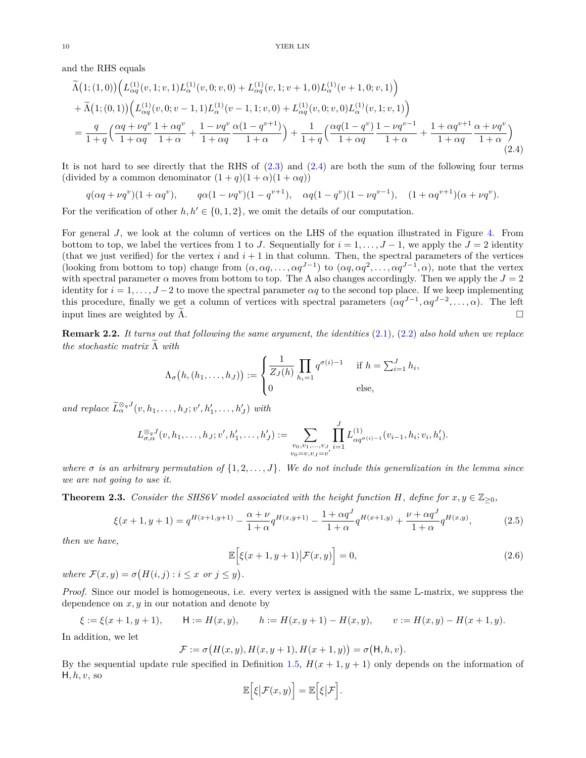and the RHS equals

$$
\begin{aligned}
&\widetilde{\Lambda}\big(1;(1,0)\big)\Big(L^{(1)}_{\alpha q}(v,1;v,1)L^{(1)}_{\alpha}(v,0;v,0)+L^{(1)}_{\alpha q}(v,1;v+1,0)L^{(1)}_{\alpha}(v+1,0;v,1)\Big)\\
&+\widetilde{\Lambda}\big(1;(0,1)\big)\Big(L^{(1)}_{\alpha q}(v,0;v-1,1)L^{(1)}_{\alpha}(v-1,1;v,0)+L^{(1)}_{\alpha q}(v,0;v,0)L^{(1)}_{\alpha}(v,1;v,1)\Big)\\
&=\frac{q}{1+q}\Big(\frac{\alpha q+\nu q^{v}}{1+\alpha q}\frac{1+\alpha q^{v}}{1+\alpha}+\frac{1-\nu q^{v}}{1+\alpha q}\frac{\alpha(1-q^{v+1})}{1+\alpha}\Big)+\frac{1}{1+q}\Big(\frac{\alpha q(1-q^{v})}{1+\alpha q}\frac{1-\nu q^{v-1}}{1+\alpha}+\frac{1+\alpha q^{v+1}}{1+\alpha q}\frac{\alpha+\nu q^{v}}{1+\alpha}\Big)
\end{aligned}
\tag{2.4}
$$

It is not hard to see directly that the RHS of (2.3) and (2.4) are both the sum of the following four terms (divided by a common denominator $(1+q)(1+\alpha)(1+\alpha q)$)

$$
q(\alpha q+\nu q^{v})(1+\alpha q^{v}),\qquad q\alpha(1-\nu q^{v})(1-q^{v+1}),\quad \alpha q(1-q^{v})(1-\nu q^{v-1}),\quad (1+\alpha q^{v+1})(\alpha+\nu q^{v}).
$$

For the verification of other $h,h'\in\{0,1,2\}$, we omit the details of our computation.

For general $J$, we look at the column of vertices on the LHS of the equation illustrated in Figure 4. From bottom to top, we label the vertices from 1 to $J$. Sequentially for $i=1,\dots,J-1$, we apply the $J=2$ identity (that we just verified) for the vertex $i$ and $i+1$ in that column. Then, the spectral parameters of the vertices (looking from bottom to top) change from $(\alpha,\alpha q,\dots,\alpha q^{J-1})$ to $(\alpha q,\alpha q^{2},\dots,\alpha q^{J-1},\alpha)$, note that the vertex with spectral parameter $\alpha$ moves from bottom to top. The $\Lambda$ also changes accordingly. Then we apply the $J=2$ identity for $i=1,\dots,J-2$ to move the spectral parameter $\alpha q$ to the second top place. If we keep implementing this procedure, finally we get a column of vertices with spectral parameters $(\alpha q^{J-1},\alpha q^{J-2},\dots,\alpha)$. The left input lines are weighted by $\widetilde{\Lambda}$. □

**Remark 2.2.** *It turns out that following the same argument, the identities* (2.1), (2.2) *also hold when we replace the stochastic matrix* $\widetilde{\Lambda}$ *with*

$$
\Lambda_{\sigma}\big(h,(h_1,\dots,h_J)\big):=\begin{cases}\dfrac{1}{Z_J(h)}\displaystyle\prod_{h_i=1}q^{\sigma(i)-1} & \text{if } h=\sum_{i=1}^{J}h_i,\\ 0 & \text{else,}\end{cases}
$$

*and replace* $\widetilde{L}^{\otimes_q J}_{\alpha}(v,h_1,\dots,h_J;v',h'_1,\dots,h'_J)$ *with*

$$
L^{\otimes_q J}_{\sigma,\alpha}(v,h_1,\dots,h_J;v',h'_1,\dots,h'_J):=\sum_{\substack{v_0,v_1,\dots,v_J\\ v_0=v,v_J=v'}}\prod_{i=1}^{J}L^{(1)}_{\alpha q^{\sigma(i)-1}}(v_{i-1},h_i;v_i,h'_i).
$$

*where $\sigma$ is an arbitrary permutation of $\{1,2,\dots,J\}$. We do not include this generalization in the lemma since we are not going to use it.*

**Theorem 2.3.** *Consider the SHS6V model associated with the height function $H$, define for $x,y\in\mathbb{Z}_{\geq 0}$,*

$$
\xi(x+1,y+1)=q^{H(x+1,y+1)}-\frac{\alpha+\nu}{1+\alpha}q^{H(x,y+1)}-\frac{1+\alpha q^{J}}{1+\alpha}q^{H(x+1,y)}+\frac{\nu+\alpha q^{J}}{1+\alpha}q^{H(x,y)},\tag{2.5}
$$

*then we have,*

$$
\mathbb{E}\Big[\xi(x+1,y+1)\big|\mathcal{F}(x,y)\Big]=0,\tag{2.6}
$$

*where $\mathcal{F}(x,y)=\sigma\big(H(i,j):i\leq x \text{ or } j\leq y\big)$.*

*Proof.* Since our model is homogeneous, i.e. every vertex is assigned with the same $\mathbb{L}$-matrix, we suppress the dependence on $x,y$ in our notation and denote by

$$
\xi:=\xi(x+1,y+1),\qquad \mathsf{H}:=H(x,y),\qquad h:=H(x,y+1)-H(x,y),\qquad v:=H(x,y)-H(x+1,y).
$$

In addition, we let

$$
\mathcal{F}:=\sigma\big(H(x,y),H(x,y+1),H(x+1,y)\big)=\sigma\big(\mathsf{H},h,v\big).
$$

By the sequential update rule specified in Definition 1.5, $H(x+1,y+1)$ only depends on the information of $\mathsf{H},h,v$, so

$$
\mathbb{E}\Big[\xi\big|\mathcal{F}(x,y)\Big]=\mathbb{E}\Big[\xi\big|\mathcal{F}\Big].
$$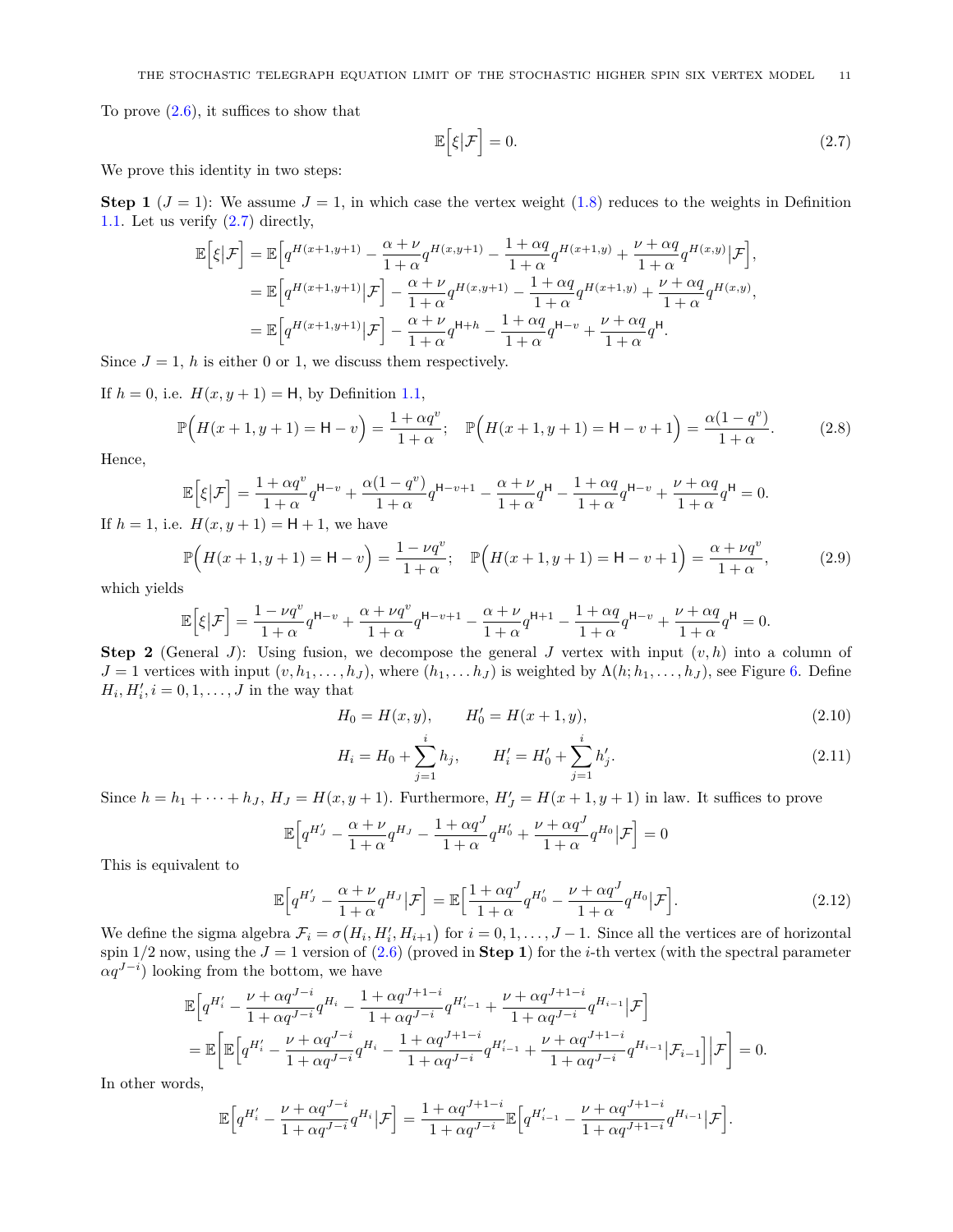To prove (2.6), it suffices to show that

$$\mathbb{E}\Big[\xi\big|\mathcal{F}\Big] = 0. \tag{2.7}$$

We prove this identity in two steps:

**Step 1** ($J=1$): We assume $J=1$, in which case the vertex weight (1.8) reduces to the weights in Definition 1.1. Let us verify (2.7) directly,

$$\begin{aligned}
\mathbb{E}\Big[\xi\big|\mathcal{F}\Big] &= \mathbb{E}\Big[q^{H(x+1,y+1)} - \frac{\alpha+\nu}{1+\alpha}q^{H(x,y+1)} - \frac{1+\alpha q}{1+\alpha}q^{H(x+1,y)} + \frac{\nu+\alpha q}{1+\alpha}q^{H(x,y)}\big|\mathcal{F}\Big],\\
&= \mathbb{E}\Big[q^{H(x+1,y+1)}\big|\mathcal{F}\Big] - \frac{\alpha+\nu}{1+\alpha}q^{H(x,y+1)} - \frac{1+\alpha q}{1+\alpha}q^{H(x+1,y)} + \frac{\nu+\alpha q}{1+\alpha}q^{H(x,y)},\\
&= \mathbb{E}\Big[q^{H(x+1,y+1)}\big|\mathcal{F}\Big] - \frac{\alpha+\nu}{1+\alpha}q^{\mathsf{H}+h} - \frac{1+\alpha q}{1+\alpha}q^{\mathsf{H}-v} + \frac{\nu+\alpha q}{1+\alpha}q^{\mathsf{H}}.
\end{aligned}$$

Since $J=1$, $h$ is either 0 or 1, we discuss them respectively.

If $h=0$, i.e. $H(x,y+1)=\mathsf{H}$, by Definition 1.1,

$$\mathbb{P}\Big(H(x+1,y+1)=\mathsf{H}-v\Big) = \frac{1+\alpha q^v}{1+\alpha};\quad \mathbb{P}\Big(H(x+1,y+1)=\mathsf{H}-v+1\Big) = \frac{\alpha(1-q^v)}{1+\alpha}. \tag{2.8}$$

Hence,

$$\mathbb{E}\Big[\xi\big|\mathcal{F}\Big] = \frac{1+\alpha q^v}{1+\alpha}q^{\mathsf{H}-v} + \frac{\alpha(1-q^v)}{1+\alpha}q^{\mathsf{H}-v+1} - \frac{\alpha+\nu}{1+\alpha}q^{\mathsf{H}} - \frac{1+\alpha q}{1+\alpha}q^{\mathsf{H}-v} + \frac{\nu+\alpha q}{1+\alpha}q^{\mathsf{H}} = 0.$$

If $h=1$, i.e. $H(x,y+1)=\mathsf{H}+1$, we have

$$\mathbb{P}\Big(H(x+1,y+1)=\mathsf{H}-v\Big) = \frac{1-\nu q^v}{1+\alpha};\quad \mathbb{P}\Big(H(x+1,y+1)=\mathsf{H}-v+1\Big) = \frac{\alpha+\nu q^v}{1+\alpha}, \tag{2.9}$$

which yields

$$\mathbb{E}\Big[\xi\big|\mathcal{F}\Big] = \frac{1-\nu q^v}{1+\alpha}q^{\mathsf{H}-v} + \frac{\alpha+\nu q^v}{1+\alpha}q^{\mathsf{H}-v+1} - \frac{\alpha+\nu}{1+\alpha}q^{\mathsf{H}+1} - \frac{1+\alpha q}{1+\alpha}q^{\mathsf{H}-v} + \frac{\nu+\alpha q}{1+\alpha}q^{\mathsf{H}} = 0.$$

**Step 2** (General $J$): Using fusion, we decompose the general $J$ vertex with input $(v,h)$ into a column of $J=1$ vertices with input $(v,h_1,\dots,h_J)$, where $(h_1,\dots h_J)$ is weighted by $\Lambda(h;h_1,\dots,h_J)$, see Figure 6. Define $H_i, H_i', i=0,1,\dots,J$ in the way that

$$H_0 = H(x,y), \qquad H_0' = H(x+1,y), \tag{2.10}$$

$$H_i = H_0 + \sum_{j=1}^{i} h_j, \qquad H_i' = H_0' + \sum_{j=1}^{i} h_j'. \tag{2.11}$$

Since $h = h_1+\dots+h_J$, $H_J = H(x,y+1)$. Furthermore, $H_J' = H(x+1,y+1)$ in law. It suffices to prove

$$\mathbb{E}\Big[q^{H_J'} - \frac{\alpha+\nu}{1+\alpha}q^{H_J} - \frac{1+\alpha q^J}{1+\alpha}q^{H_0'} + \frac{\nu+\alpha q^J}{1+\alpha}q^{H_0}\big|\mathcal{F}\Big] = 0$$

This is equivalent to

$$\mathbb{E}\Big[q^{H_J'} - \frac{\alpha+\nu}{1+\alpha}q^{H_J}\big|\mathcal{F}\Big] = \mathbb{E}\Big[\frac{1+\alpha q^J}{1+\alpha}q^{H_0'} - \frac{\nu+\alpha q^J}{1+\alpha}q^{H_0}\big|\mathcal{F}\Big]. \tag{2.12}$$

We define the sigma algebra $\mathcal{F}_i = \sigma\big(H_i, H_i', H_{i+1}\big)$ for $i=0,1,\dots,J-1$. Since all the vertices are of horizontal spin 1/2 now, using the $J=1$ version of (2.6) (proved in **Step 1**) for the $i$-th vertex (with the spectral parameter $\alpha q^{J-i}$) looking from the bottom, we have

$$\begin{aligned}
&\mathbb{E}\Big[q^{H_i'} - \frac{\nu+\alpha q^{J-i}}{1+\alpha q^{J-i}}q^{H_i} - \frac{1+\alpha q^{J+1-i}}{1+\alpha q^{J-i}}q^{H_{i-1}'} + \frac{\nu+\alpha q^{J+1-i}}{1+\alpha q^{J-i}}q^{H_{i-1}}\big|\mathcal{F}\Big]\\
&= \mathbb{E}\Big[\mathbb{E}\Big[q^{H_i'} - \frac{\nu+\alpha q^{J-i}}{1+\alpha q^{J-i}}q^{H_i} - \frac{1+\alpha q^{J+1-i}}{1+\alpha q^{J-i}}q^{H_{i-1}'} + \frac{\nu+\alpha q^{J+1-i}}{1+\alpha q^{J-i}}q^{H_{i-1}}\big|\mathcal{F}_{i-1}\Big]\Big|\mathcal{F}\Big] = 0.
\end{aligned}$$

In other words,

$$\mathbb{E}\Big[q^{H_i'} - \frac{\nu+\alpha q^{J-i}}{1+\alpha q^{J-i}}q^{H_i}\big|\mathcal{F}\Big] = \frac{1+\alpha q^{J+1-i}}{1+\alpha q^{J-i}}\mathbb{E}\Big[q^{H_{i-1}'} - \frac{\nu+\alpha q^{J+1-i}}{1+\alpha q^{J+1-i}}q^{H_{i-1}}\big|\mathcal{F}\Big].$$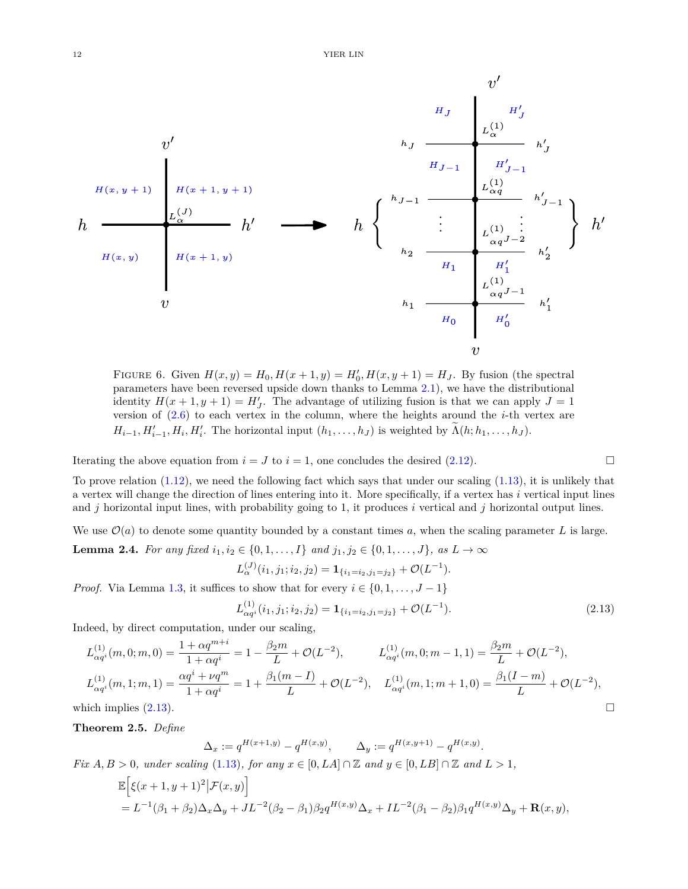FIGURE 6. Given $H(x,y) = H_0, H(x+1,y) = H'_0, H(x,y+1) = H_J$. By fusion (the spectral parameters have been reversed upside down thanks to Lemma 2.1), we have the distributional identity $H(x+1,y+1) = H'_J$. The advantage of utilizing fusion is that we can apply $J=1$ version of (2.6) to each vertex in the column, where the heights around the $i$-th vertex are $H_{i-1}, H'_{i-1}, H_i, H'_i$. The horizontal input $(h_1,\dots,h_J)$ is weighted by $\widetilde{\Lambda}(h;h_1,\dots,h_J)$.

Iterating the above equation from $i = J$ to $i = 1$, one concludes the desired (2.12). $\square$

To prove relation (1.12), we need the following fact which says that under our scaling (1.13), it is unlikely that a vertex will change the direction of lines entering into it. More specifically, if a vertex has $i$ vertical input lines and $j$ horizontal input lines, with probability going to 1, it produces $i$ vertical and $j$ horizontal output lines.

We use $\mathcal{O}(a)$ to denote some quantity bounded by a constant times $a$, when the scaling parameter $L$ is large.

**Lemma 2.4.** *For any fixed $i_1, i_2 \in \{0,1,\dots,I\}$ and $j_1, j_2 \in \{0,1,\dots,J\}$, as $L \to \infty$*

$$L_\alpha^{(J)}(i_1,j_1;i_2,j_2) = \mathbf{1}_{\{i_1=i_2, j_1=j_2\}} + \mathcal{O}(L^{-1}).$$

*Proof.* Via Lemma 1.3, it suffices to show that for every $i \in \{0,1,\dots,J-1\}$

$$L_{\alpha q^i}^{(1)}(i_1,j_1;i_2,j_2) = \mathbf{1}_{\{i_1=i_2, j_1=j_2\}} + \mathcal{O}(L^{-1}). \tag{2.13}$$

Indeed, by direct computation, under our scaling,

$$L_{\alpha q^i}^{(1)}(m,0;m,0) = \frac{1+\alpha q^{m+i}}{1+\alpha q^i} = 1 - \frac{\beta_2 m}{L} + \mathcal{O}(L^{-2}), \qquad L_{\alpha q^i}^{(1)}(m,0;m-1,1) = \frac{\beta_2 m}{L} + \mathcal{O}(L^{-2}),$$

$$L_{\alpha q^i}^{(1)}(m,1;m,1) = \frac{\alpha q^i + \nu q^m}{1+\alpha q^i} = 1 + \frac{\beta_1(m-I)}{L} + \mathcal{O}(L^{-2}), \quad L_{\alpha q^i}^{(1)}(m,1;m+1,0) = \frac{\beta_1(I-m)}{L} + \mathcal{O}(L^{-2}),$$

which implies (2.13). $\square$

**Theorem 2.5.** *Define*

$$\Delta_x := q^{H(x+1,y)} - q^{H(x,y)}, \qquad \Delta_y := q^{H(x,y+1)} - q^{H(x,y)}.$$

*Fix $A, B > 0$, under scaling (1.13), for any $x \in [0, LA] \cap \mathbb{Z}$ and $y \in [0, LB] \cap \mathbb{Z}$ and $L > 1$,*

$$\begin{aligned}
&\mathbb{E}\Big[\xi(x+1,y+1)^2 \big| \mathcal{F}(x,y)\Big] \\
&= L^{-1}(\beta_1+\beta_2)\Delta_x\Delta_y + JL^{-2}(\beta_2-\beta_1)\beta_2 q^{H(x,y)}\Delta_x + IL^{-2}(\beta_1-\beta_2)\beta_1 q^{H(x,y)}\Delta_y + \mathbf{R}(x,y),
\end{aligned}$$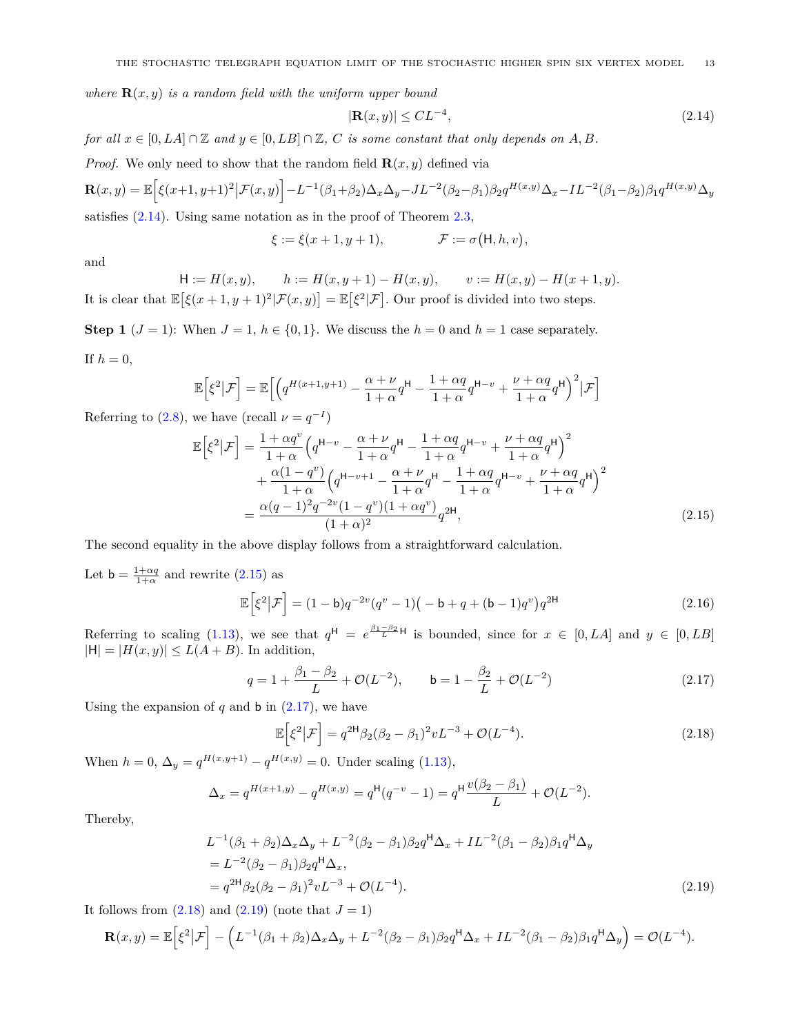*where* $\mathbf{R}(x,y)$ *is a random field with the uniform upper bound*

$$|\mathbf{R}(x,y)| \leq CL^{-4}, \tag{2.14}$$

*for all* $x \in [0, LA] \cap \mathbb{Z}$ *and* $y \in [0, LB] \cap \mathbb{Z}$*,* $C$ *is some constant that only depends on* $A, B$*.*

*Proof.* We only need to show that the random field $\mathbf{R}(x,y)$ defined via

$$\mathbf{R}(x,y) = \mathbb{E}\Big[\xi(x+1,y+1)^2 \big| \mathcal{F}(x,y)\Big] - L^{-1}(\beta_1+\beta_2)\Delta_x\Delta_y - JL^{-2}(\beta_2-\beta_1)\beta_2 q^{H(x,y)}\Delta_x - IL^{-2}(\beta_1-\beta_2)\beta_1 q^{H(x,y)}\Delta_y$$

satisfies (2.14). Using same notation as in the proof of Theorem 2.3,

$$\xi := \xi(x+1,y+1), \qquad \mathcal{F} := \sigma\big(\mathsf{H}, h, v\big),$$

and

$$\mathsf{H} := H(x,y), \qquad h := H(x,y+1) - H(x,y), \qquad v := H(x,y) - H(x+1,y).$$

It is clear that $\mathbb{E}\big[\xi(x+1,y+1)^2 | \mathcal{F}(x,y)\big] = \mathbb{E}\big[\xi^2 | \mathcal{F}\big]$. Our proof is divided into two steps.

**Step 1** ($J=1$): When $J=1$, $h \in \{0,1\}$. We discuss the $h=0$ and $h=1$ case separately.

If $h=0$,

$$\mathbb{E}\Big[\xi^2 \big| \mathcal{F}\Big] = \mathbb{E}\Big[\Big(q^{H(x+1,y+1)} - \frac{\alpha+\nu}{1+\alpha}q^{\mathsf{H}} - \frac{1+\alpha q}{1+\alpha}q^{\mathsf{H}-v} + \frac{\nu+\alpha q}{1+\alpha}q^{\mathsf{H}}\Big)^2 \big| \mathcal{F}\Big]$$

Referring to (2.8), we have (recall $\nu = q^{-I}$)

$$\begin{aligned}
\mathbb{E}\Big[\xi^2 \big| \mathcal{F}\Big] &= \frac{1+\alpha q^v}{1+\alpha}\Big(q^{\mathsf{H}-v} - \frac{\alpha+\nu}{1+\alpha}q^{\mathsf{H}} - \frac{1+\alpha q}{1+\alpha}q^{\mathsf{H}-v} + \frac{\nu+\alpha q}{1+\alpha}q^{\mathsf{H}}\Big)^2 \\
&\quad + \frac{\alpha(1-q^v)}{1+\alpha}\Big(q^{\mathsf{H}-v+1} - \frac{\alpha+\nu}{1+\alpha}q^{\mathsf{H}} - \frac{1+\alpha q}{1+\alpha}q^{\mathsf{H}-v} + \frac{\nu+\alpha q}{1+\alpha}q^{\mathsf{H}}\Big)^2 \\
&= \frac{\alpha(q-1)^2 q^{-2v}(1-q^v)(1+\alpha q^v)}{(1+\alpha)^2}q^{2\mathsf{H}},
\end{aligned} \tag{2.15}$$

The second equality in the above display follows from a straightforward calculation.

Let $\mathsf{b} = \frac{1+\alpha q}{1+\alpha}$ and rewrite (2.15) as

$$\mathbb{E}\Big[\xi^2 \big| \mathcal{F}\Big] = (1-\mathsf{b})q^{-2v}(q^v-1)\big(-\mathsf{b}+q+(\mathsf{b}-1)q^v\big)q^{2\mathsf{H}} \tag{2.16}$$

Referring to scaling (1.13), we see that $q^{\mathsf{H}} = e^{\frac{\beta_1-\beta_2}{L}\mathsf{H}}$ is bounded, since for $x \in [0, LA]$ and $y \in [0, LB]$ $|\mathsf{H}| = |H(x,y)| \leq L(A+B)$. In addition,

$$q = 1 + \frac{\beta_1-\beta_2}{L} + \mathcal{O}(L^{-2}), \qquad \mathsf{b} = 1 - \frac{\beta_2}{L} + \mathcal{O}(L^{-2}) \tag{2.17}$$

Using the expansion of $q$ and $\mathsf{b}$ in (2.17), we have

$$\mathbb{E}\Big[\xi^2 \big| \mathcal{F}\Big] = q^{2\mathsf{H}}\beta_2(\beta_2-\beta_1)^2 v L^{-3} + \mathcal{O}(L^{-4}). \tag{2.18}$$

When $h=0$, $\Delta_y = q^{H(x,y+1)} - q^{H(x,y)} = 0$. Under scaling (1.13),

$$\Delta_x = q^{H(x+1,y)} - q^{H(x,y)} = q^{\mathsf{H}}(q^{-v}-1) = q^{\mathsf{H}}\frac{v(\beta_2-\beta_1)}{L} + \mathcal{O}(L^{-2}).$$

Thereby,

$$\begin{aligned}
&L^{-1}(\beta_1+\beta_2)\Delta_x\Delta_y + L^{-2}(\beta_2-\beta_1)\beta_2 q^{\mathsf{H}}\Delta_x + IL^{-2}(\beta_1-\beta_2)\beta_1 q^{\mathsf{H}}\Delta_y \\
&= L^{-2}(\beta_2-\beta_1)\beta_2 q^{\mathsf{H}}\Delta_x, \\
&= q^{2\mathsf{H}}\beta_2(\beta_2-\beta_1)^2 v L^{-3} + \mathcal{O}(L^{-4}).
\end{aligned} \tag{2.19}$$

It follows from (2.18) and (2.19) (note that $J=1$)

$$\mathbf{R}(x,y) = \mathbb{E}\Big[\xi^2 \big| \mathcal{F}\Big] - \Big(L^{-1}(\beta_1+\beta_2)\Delta_x\Delta_y + L^{-2}(\beta_2-\beta_1)\beta_2 q^{\mathsf{H}}\Delta_x + IL^{-2}(\beta_1-\beta_2)\beta_1 q^{\mathsf{H}}\Delta_y\Big) = \mathcal{O}(L^{-4}).$$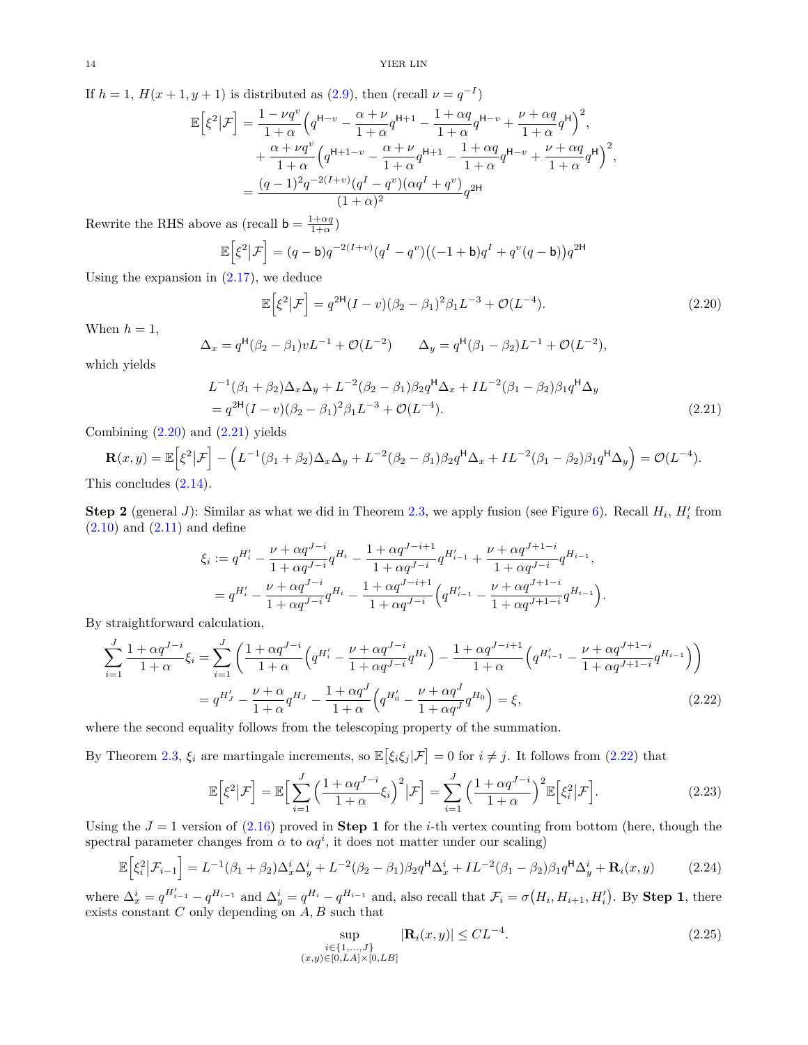If $h = 1$, $H(x+1, y+1)$ is distributed as (2.9), then (recall $\nu = q^{-I}$)

$$
\begin{aligned}
\mathbb{E}\Big[\xi^2\big|\mathcal{F}\Big] &= \frac{1-\nu q^v}{1+\alpha}\Big(q^{\mathsf{H}-v} - \frac{\alpha+\nu}{1+\alpha}q^{\mathsf{H}+1} - \frac{1+\alpha q}{1+\alpha}q^{\mathsf{H}-v} + \frac{\nu+\alpha q}{1+\alpha}q^{\mathsf{H}}\Big)^2, \\
&\quad + \frac{\alpha+\nu q^v}{1+\alpha}\Big(q^{\mathsf{H}+1-v} - \frac{\alpha+\nu}{1+\alpha}q^{\mathsf{H}+1} - \frac{1+\alpha q}{1+\alpha}q^{\mathsf{H}-v} + \frac{\nu+\alpha q}{1+\alpha}q^{\mathsf{H}}\Big)^2, \\
&= \frac{(q-1)^2 q^{-2(I+v)}(q^I - q^v)(\alpha q^I + q^v)}{(1+\alpha)^2} q^{2\mathsf{H}}
\end{aligned}
$$

Rewrite the RHS above as (recall $\mathsf{b} = \frac{1+\alpha q}{1+\alpha}$)

$$
\mathbb{E}\Big[\xi^2\big|\mathcal{F}\Big] = (q-\mathsf{b})q^{-2(I+v)}(q^I - q^v)\big((-1+\mathsf{b})q^I + q^v(q-\mathsf{b})\big)q^{2\mathsf{H}}
$$

Using the expansion in (2.17), we deduce

$$
\mathbb{E}\Big[\xi^2\big|\mathcal{F}\Big] = q^{2\mathsf{H}}(I-v)(\beta_2-\beta_1)^2\beta_1 L^{-3} + \mathcal{O}(L^{-4}). \tag{2.20}
$$

When $h = 1$,

$$
\Delta_x = q^{\mathsf{H}}(\beta_2 - \beta_1)vL^{-1} + \mathcal{O}(L^{-2}) \qquad \Delta_y = q^{\mathsf{H}}(\beta_1 - \beta_2)L^{-1} + \mathcal{O}(L^{-2}),
$$

which yields

$$
\begin{aligned}
&L^{-1}(\beta_1+\beta_2)\Delta_x\Delta_y + L^{-2}(\beta_2-\beta_1)\beta_2 q^{\mathsf{H}}\Delta_x + IL^{-2}(\beta_1-\beta_2)\beta_1 q^{\mathsf{H}}\Delta_y \\
&= q^{2\mathsf{H}}(I-v)(\beta_2-\beta_1)^2\beta_1 L^{-3} + \mathcal{O}(L^{-4}).
\end{aligned} \tag{2.21}
$$

Combining (2.20) and (2.21) yields

$$
\mathbf{R}(x,y) = \mathbb{E}\Big[\xi^2\big|\mathcal{F}\Big] - \Big(L^{-1}(\beta_1+\beta_2)\Delta_x\Delta_y + L^{-2}(\beta_2-\beta_1)\beta_2 q^{\mathsf{H}}\Delta_x + IL^{-2}(\beta_1-\beta_2)\beta_1 q^{\mathsf{H}}\Delta_y\Big) = \mathcal{O}(L^{-4}).
$$

This concludes (2.14).

**Step 2** (general $J$): Similar as what we did in Theorem 2.3, we apply fusion (see Figure 6). Recall $H_i$, $H'_i$ from (2.10) and (2.11) and define

$$
\begin{aligned}
\xi_i &:= q^{H'_i} - \frac{\nu+\alpha q^{J-i}}{1+\alpha q^{J-i}}q^{H_i} - \frac{1+\alpha q^{J-i+1}}{1+\alpha q^{J-i}}q^{H'_{i-1}} + \frac{\nu+\alpha q^{J+1-i}}{1+\alpha q^{J-i}}q^{H_{i-1}}, \\
&= q^{H'_i} - \frac{\nu+\alpha q^{J-i}}{1+\alpha q^{J-i}}q^{H_i} - \frac{1+\alpha q^{J-i+1}}{1+\alpha q^{J-i}}\Big(q^{H'_{i-1}} - \frac{\nu+\alpha q^{J+1-i}}{1+\alpha q^{J+1-i}}q^{H_{i-1}}\Big).
\end{aligned}
$$

By straightforward calculation,

$$
\begin{aligned}
\sum_{i=1}^J \frac{1+\alpha q^{J-i}}{1+\alpha}\xi_i &= \sum_{i=1}^J \bigg(\frac{1+\alpha q^{J-i}}{1+\alpha}\Big(q^{H'_i} - \frac{\nu+\alpha q^{J-i}}{1+\alpha q^{J-i}}q^{H_i}\Big) - \frac{1+\alpha q^{J-i+1}}{1+\alpha}\Big(q^{H'_{i-1}} - \frac{\nu+\alpha q^{J+1-i}}{1+\alpha q^{J+1-i}}q^{H_{i-1}}\Big)\bigg) \\
&= q^{H'_J} - \frac{\nu+\alpha}{1+\alpha}q^{H_J} - \frac{1+\alpha q^J}{1+\alpha}\Big(q^{H'_0} - \frac{\nu+\alpha q^J}{1+\alpha q^J}q^{H_0}\Big) = \xi,
\end{aligned} \tag{2.22}
$$

where the second equality follows from the telescoping property of the summation.

By Theorem 2.3, $\xi_i$ are martingale increments, so $\mathbb{E}\big[\xi_i\xi_j|\mathcal{F}\big] = 0$ for $i \neq j$. It follows from (2.22) that

$$
\mathbb{E}\Big[\xi^2\big|\mathcal{F}\Big] = \mathbb{E}\Big[\sum_{i=1}^J\Big(\frac{1+\alpha q^{J-i}}{1+\alpha}\xi_i\Big)^2\big|\mathcal{F}\Big] = \sum_{i=1}^J\Big(\frac{1+\alpha q^{J-i}}{1+\alpha}\Big)^2\mathbb{E}\Big[\xi_i^2\big|\mathcal{F}\Big]. \tag{2.23}
$$

Using the $J = 1$ version of (2.16) proved in **Step 1** for the $i$-th vertex counting from bottom (here, though the spectral parameter changes from $\alpha$ to $\alpha q^i$, it does not matter under our scaling)

$$
\mathbb{E}\Big[\xi_i^2\big|\mathcal{F}_{i-1}\Big] = L^{-1}(\beta_1+\beta_2)\Delta_x^i\Delta_y^i + L^{-2}(\beta_2-\beta_1)\beta_2 q^{\mathsf{H}}\Delta_x^i + IL^{-2}(\beta_1-\beta_2)\beta_1 q^{\mathsf{H}}\Delta_y^i + \mathbf{R}_i(x,y) \tag{2.24}
$$

where $\Delta_x^i = q^{H'_{i-1}} - q^{H_{i-1}}$ and $\Delta_y^i = q^{H_i} - q^{H_{i-1}}$ and, also recall that $\mathcal{F}_i = \sigma\big(H_i, H_{i+1}, H'_i\big)$. By **Step 1**, there exists constant $C$ only depending on $A, B$ such that

$$
\sup_{\substack{i\in\{1,\dots,J\} \\ (x,y)\in[0,LA]\times[0,LB]}} |\mathbf{R}_i(x,y)| \leq CL^{-4}. \tag{2.25}
$$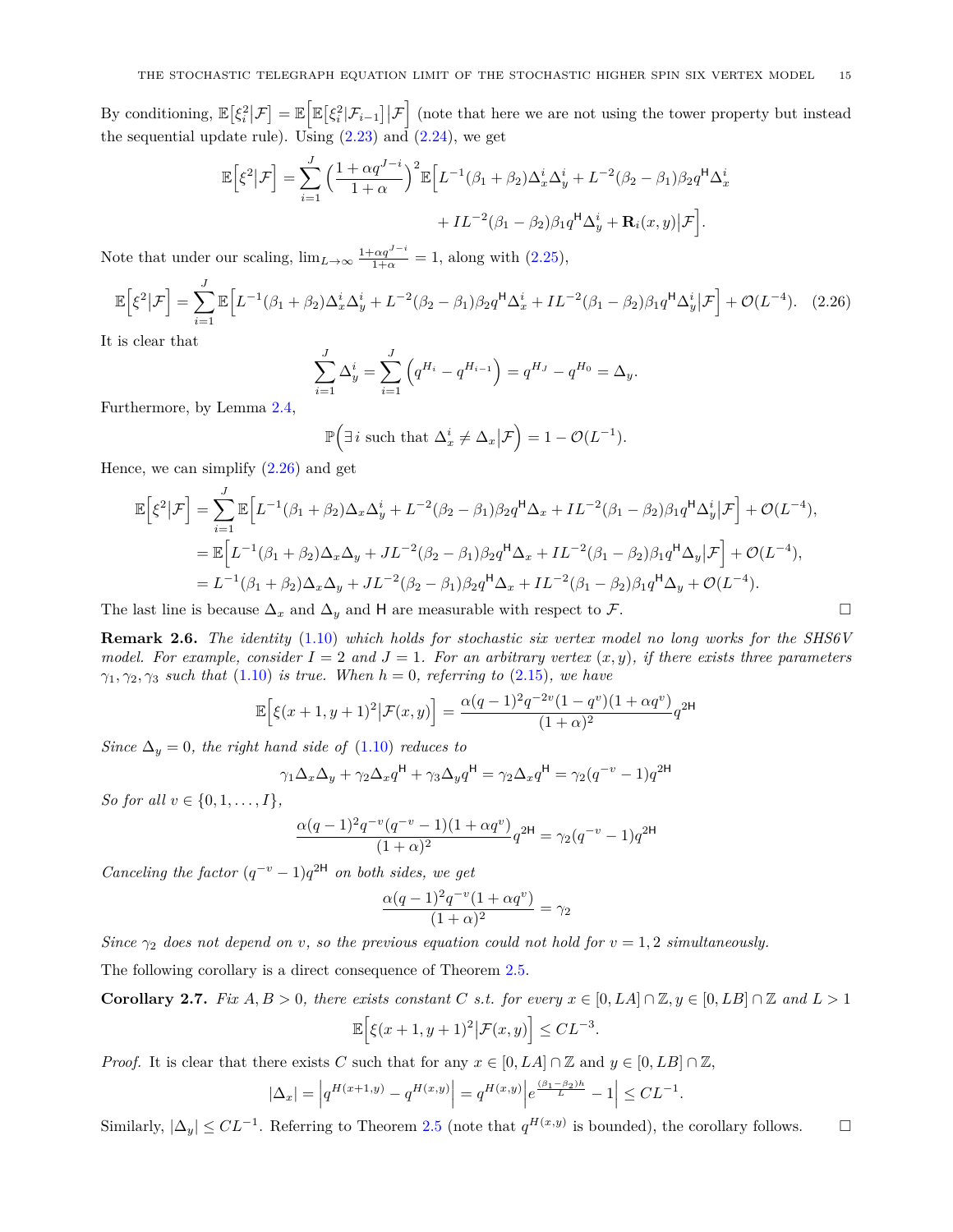By conditioning, $\mathbb{E}\big[\xi_i^2|\mathcal{F}\big] = \mathbb{E}\Big[\mathbb{E}\big[\xi_i^2|\mathcal{F}_{i-1}\big]\big|\mathcal{F}\Big]$ (note that here we are not using the tower property but instead the sequential update rule). Using (2.23) and (2.24), we get

$$\mathbb{E}\Big[\xi^2\big|\mathcal{F}\Big] = \sum_{i=1}^{J}\Big(\frac{1+\alpha q^{J-i}}{1+\alpha}\Big)^2\mathbb{E}\Big[L^{-1}(\beta_1+\beta_2)\Delta_x^i\Delta_y^i + L^{-2}(\beta_2-\beta_1)\beta_2 q^{\mathsf{H}}\Delta_x^i + IL^{-2}(\beta_1-\beta_2)\beta_1 q^{\mathsf{H}}\Delta_y^i + \mathbf{R}_i(x,y)\big|\mathcal{F}\Big].$$

Note that under our scaling, $\lim_{L\to\infty}\frac{1+\alpha q^{J-i}}{1+\alpha} = 1$, along with (2.25),

$$\mathbb{E}\Big[\xi^2\big|\mathcal{F}\Big] = \sum_{i=1}^{J}\mathbb{E}\Big[L^{-1}(\beta_1+\beta_2)\Delta_x^i\Delta_y^i + L^{-2}(\beta_2-\beta_1)\beta_2 q^{\mathsf{H}}\Delta_x^i + IL^{-2}(\beta_1-\beta_2)\beta_1 q^{\mathsf{H}}\Delta_y^i\big|\mathcal{F}\Big] + \mathcal{O}(L^{-4}). \quad (2.26)$$

It is clear that

$$\sum_{i=1}^{J}\Delta_y^i = \sum_{i=1}^{J}\Big(q^{H_i} - q^{H_{i-1}}\Big) = q^{H_J} - q^{H_0} = \Delta_y.$$

Furthermore, by Lemma 2.4,

$$\mathbb{P}\Big(\exists\, i \text{ such that } \Delta_x^i \neq \Delta_x\big|\mathcal{F}\Big) = 1 - \mathcal{O}(L^{-1}).$$

Hence, we can simplify (2.26) and get

$$\begin{aligned}
\mathbb{E}\Big[\xi^2\big|\mathcal{F}\Big] &= \sum_{i=1}^{J}\mathbb{E}\Big[L^{-1}(\beta_1+\beta_2)\Delta_x\Delta_y^i + L^{-2}(\beta_2-\beta_1)\beta_2 q^{\mathsf{H}}\Delta_x + IL^{-2}(\beta_1-\beta_2)\beta_1 q^{\mathsf{H}}\Delta_y^i\big|\mathcal{F}\Big] + \mathcal{O}(L^{-4}),\\
&= \mathbb{E}\Big[L^{-1}(\beta_1+\beta_2)\Delta_x\Delta_y + JL^{-2}(\beta_2-\beta_1)\beta_2 q^{\mathsf{H}}\Delta_x + IL^{-2}(\beta_1-\beta_2)\beta_1 q^{\mathsf{H}}\Delta_y\big|\mathcal{F}\Big] + \mathcal{O}(L^{-4}),\\
&= L^{-1}(\beta_1+\beta_2)\Delta_x\Delta_y + JL^{-2}(\beta_2-\beta_1)\beta_2 q^{\mathsf{H}}\Delta_x + IL^{-2}(\beta_1-\beta_2)\beta_1 q^{\mathsf{H}}\Delta_y + \mathcal{O}(L^{-4}).
\end{aligned}$$

The last line is because $\Delta_x$ and $\Delta_y$ and $\mathsf{H}$ are measurable with respect to $\mathcal{F}$. □

**Remark 2.6.** *The identity (1.10) which holds for stochastic six vertex model no long works for the SHS6V model. For example, consider $I = 2$ and $J = 1$. For an arbitrary vertex $(x, y)$, if there exists three parameters $\gamma_1, \gamma_2, \gamma_3$ such that (1.10) is true. When $h = 0$, referring to (2.15), we have*

$$\mathbb{E}\Big[\xi(x+1,y+1)^2\big|\mathcal{F}(x,y)\Big] = \frac{\alpha(q-1)^2 q^{-2v}(1-q^v)(1+\alpha q^v)}{(1+\alpha)^2}q^{2\mathsf{H}}$$

*Since $\Delta_y = 0$, the right hand side of (1.10) reduces to*

$$\gamma_1\Delta_x\Delta_y + \gamma_2\Delta_x q^{\mathsf{H}} + \gamma_3\Delta_y q^{\mathsf{H}} = \gamma_2\Delta_x q^{\mathsf{H}} = \gamma_2(q^{-v}-1)q^{2\mathsf{H}}$$

*So for all $v \in \{0, 1, \dots, I\}$,*

$$\frac{\alpha(q-1)^2 q^{-v}(q^{-v}-1)(1+\alpha q^v)}{(1+\alpha)^2}q^{2\mathsf{H}} = \gamma_2(q^{-v}-1)q^{2\mathsf{H}}$$

*Canceling the factor $(q^{-v}-1)q^{2\mathsf{H}}$ on both sides, we get*

$$\frac{\alpha(q-1)^2 q^{-v}(1+\alpha q^v)}{(1+\alpha)^2} = \gamma_2$$

*Since $\gamma_2$ does not depend on $v$, so the previous equation could not hold for $v = 1, 2$ simultaneously.*

The following corollary is a direct consequence of Theorem 2.5.

**Corollary 2.7.** *Fix $A, B > 0$, there exists constant $C$ s.t. for every $x \in [0, LA] \cap \mathbb{Z}, y \in [0, LB] \cap \mathbb{Z}$ and $L > 1$*

$$\mathbb{E}\Big[\xi(x+1,y+1)^2\big|\mathcal{F}(x,y)\Big] \le CL^{-3}.$$

*Proof.* It is clear that there exists $C$ such that for any $x \in [0, LA] \cap \mathbb{Z}$ and $y \in [0, LB] \cap \mathbb{Z}$,

$$|\Delta_x| = \Big|q^{H(x+1,y)} - q^{H(x,y)}\Big| = q^{H(x,y)}\Big|e^{\frac{(\beta_1-\beta_2)h}{L}} - 1\Big| \le CL^{-1}.$$

Similarly, $|\Delta_y| \le CL^{-1}$. Referring to Theorem 2.5 (note that $q^{H(x,y)}$ is bounded), the corollary follows. □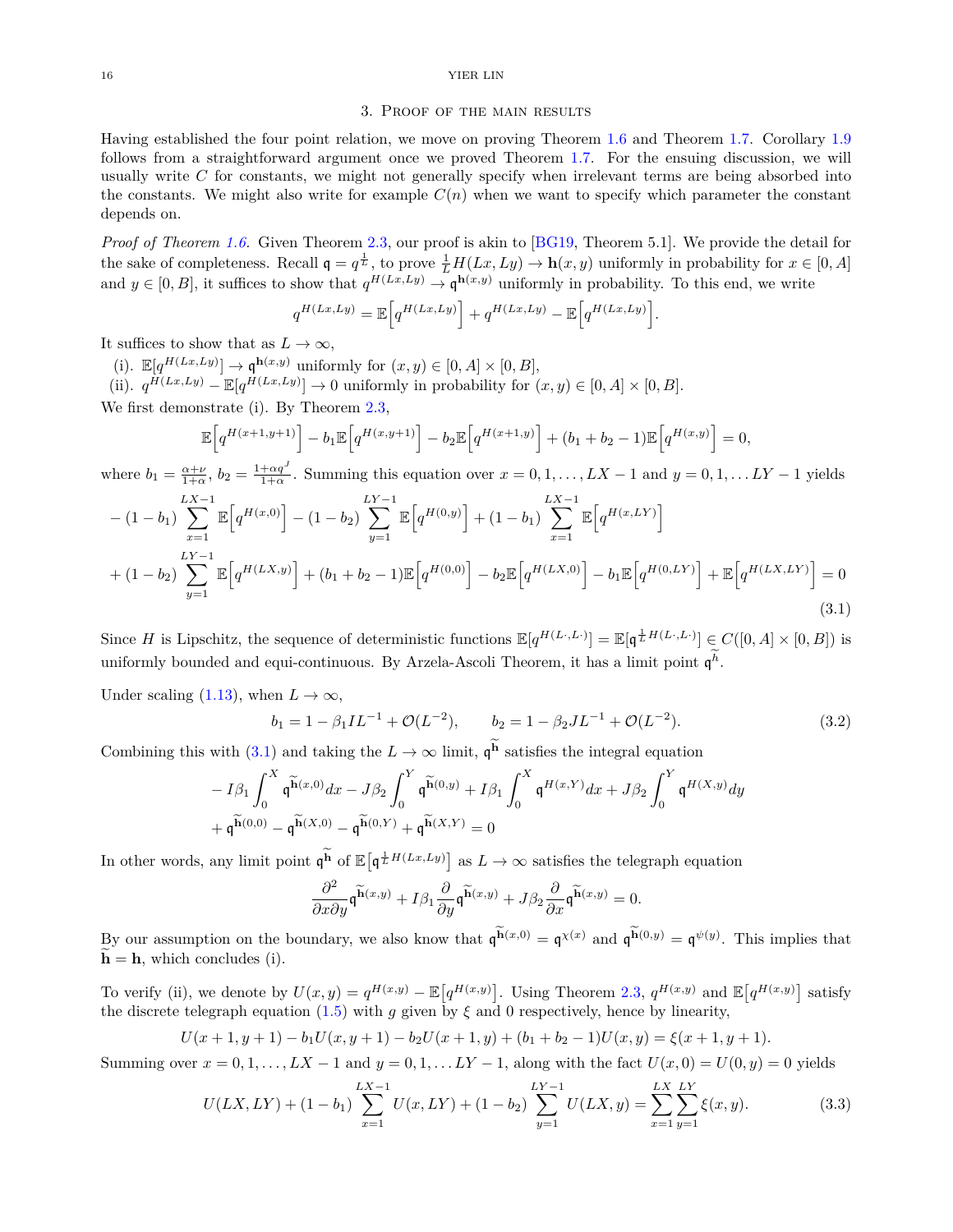## 3. Proof of the main results

Having established the four point relation, we move on proving Theorem 1.6 and Theorem 1.7. Corollary 1.9 follows from a straightforward argument once we proved Theorem 1.7. For the ensuing discussion, we will usually write $C$ for constants, we might not generally specify when irrelevant terms are being absorbed into the constants. We might also write for example $C(n)$ when we want to specify which parameter the constant depends on.

*Proof of Theorem 1.6.* Given Theorem 2.3, our proof is akin to [BG19, Theorem 5.1]. We provide the detail for the sake of completeness. Recall $\mathfrak{q} = q^{\frac{1}{L}}$, to prove $\frac{1}{L}H(Lx, Ly) \to \mathbf{h}(x, y)$ uniformly in probability for $x \in [0, A]$ and $y \in [0, B]$, it suffices to show that $q^{H(Lx,Ly)} \to \mathfrak{q}^{\mathbf{h}(x,y)}$ uniformly in probability. To this end, we write

$$q^{H(Lx,Ly)} = \mathbb{E}\Big[q^{H(Lx,Ly)}\Big] + q^{H(Lx,Ly)} - \mathbb{E}\Big[q^{H(Lx,Ly)}\Big].$$

It suffices to show that as $L \to \infty$,

(i). $\mathbb{E}[q^{H(Lx,Ly)}] \to \mathfrak{q}^{\mathbf{h}(x,y)}$ uniformly for $(x, y) \in [0, A] \times [0, B]$,

(ii). $q^{H(Lx,Ly)} - \mathbb{E}[q^{H(Lx,Ly)}] \to 0$ uniformly in probability for $(x, y) \in [0, A] \times [0, B]$.

We first demonstrate (i). By Theorem 2.3,

$$\mathbb{E}\Big[q^{H(x+1,y+1)}\Big] - b_1\mathbb{E}\Big[q^{H(x,y+1)}\Big] - b_2\mathbb{E}\Big[q^{H(x+1,y)}\Big] + (b_1 + b_2 - 1)\mathbb{E}\Big[q^{H(x,y)}\Big] = 0,$$

where $b_1 = \frac{\alpha+\nu}{1+\alpha}$, $b_2 = \frac{1+\alpha q^J}{1+\alpha}$. Summing this equation over $x = 0, 1, \dots, LX - 1$ and $y = 0, 1, \dots LY - 1$ yields

$$\begin{aligned}
&-(1-b_1)\sum_{x=1}^{LX-1}\mathbb{E}\Big[q^{H(x,0)}\Big] - (1-b_2)\sum_{y=1}^{LY-1}\mathbb{E}\Big[q^{H(0,y)}\Big] + (1-b_1)\sum_{x=1}^{LX-1}\mathbb{E}\Big[q^{H(x,LY)}\Big] \\
&+(1-b_2)\sum_{y=1}^{LY-1}\mathbb{E}\Big[q^{H(LX,y)}\Big] + (b_1+b_2-1)\mathbb{E}\Big[q^{H(0,0)}\Big] - b_2\mathbb{E}\Big[q^{H(LX,0)}\Big] - b_1\mathbb{E}\Big[q^{H(0,LY)}\Big] + \mathbb{E}\Big[q^{H(LX,LY)}\Big] = 0
\end{aligned} \tag{3.1}$$

Since $H$ is Lipschitz, the sequence of deterministic functions $\mathbb{E}[q^{H(L\cdot,L\cdot)}] = \mathbb{E}[\mathfrak{q}^{\frac{1}{L}H(L\cdot,L\cdot)}] \in C([0, A] \times [0, B])$ is uniformly bounded and equi-continuous. By Arzela-Ascoli Theorem, it has a limit point $\mathfrak{q}^{\widetilde{h}}$.

Under scaling (1.13), when $L \to \infty$,

$$b_1 = 1 - \beta_1 I L^{-1} + \mathcal{O}(L^{-2}), \qquad b_2 = 1 - \beta_2 J L^{-1} + \mathcal{O}(L^{-2}). \tag{3.2}$$

Combining this with (3.1) and taking the $L \to \infty$ limit, $\mathfrak{q}^{\widetilde{\mathbf{h}}}$ satisfies the integral equation

$$\begin{aligned}
&-I\beta_1\int_0^X \mathfrak{q}^{\widetilde{\mathbf{h}}(x,0)}dx - J\beta_2\int_0^Y \mathfrak{q}^{\widetilde{\mathbf{h}}(0,y)} + I\beta_1\int_0^X \mathfrak{q}^{H(x,Y)}dx + J\beta_2\int_0^Y \mathfrak{q}^{H(X,y)}dy \\
&+\mathfrak{q}^{\widetilde{\mathbf{h}}(0,0)} - \mathfrak{q}^{\widetilde{\mathbf{h}}(X,0)} - \mathfrak{q}^{\widetilde{\mathbf{h}}(0,Y)} + \mathfrak{q}^{\widetilde{\mathbf{h}}(X,Y)} = 0
\end{aligned}$$

In other words, any limit point $\mathfrak{q}^{\widetilde{\mathbf{h}}}$ of $\mathbb{E}\big[\mathfrak{q}^{\frac{1}{L}H(Lx,Ly)}\big]$ as $L \to \infty$ satisfies the telegraph equation

$$\frac{\partial^2}{\partial x \partial y}\mathfrak{q}^{\widetilde{\mathbf{h}}(x,y)} + I\beta_1\frac{\partial}{\partial y}\mathfrak{q}^{\widetilde{\mathbf{h}}(x,y)} + J\beta_2\frac{\partial}{\partial x}\mathfrak{q}^{\widetilde{\mathbf{h}}(x,y)} = 0.$$

By our assumption on the boundary, we also know that $\mathfrak{q}^{\widetilde{\mathbf{h}}(x,0)} = \mathfrak{q}^{\chi(x)}$ and $\mathfrak{q}^{\widetilde{\mathbf{h}}(0,y)} = \mathfrak{q}^{\psi(y)}$. This implies that $\widetilde{\mathbf{h}} = \mathbf{h}$, which concludes (i).

To verify (ii), we denote by $U(x, y) = q^{H(x,y)} - \mathbb{E}\big[q^{H(x,y)}\big]$. Using Theorem 2.3, $q^{H(x,y)}$ and $\mathbb{E}\big[q^{H(x,y)}\big]$ satisfy the discrete telegraph equation (1.5) with $g$ given by $\xi$ and 0 respectively, hence by linearity,

$$U(x+1, y+1) - b_1 U(x, y+1) - b_2 U(x+1, y) + (b_1 + b_2 - 1)U(x, y) = \xi(x+1, y+1).$$

Summing over $x = 0, 1, \dots, LX - 1$ and $y = 0, 1, \dots LY - 1$, along with the fact $U(x, 0) = U(0, y) = 0$ yields

$$U(LX, LY) + (1-b_1)\sum_{x=1}^{LX-1} U(x, LY) + (1-b_2)\sum_{y=1}^{LY-1} U(LX, y) = \sum_{x=1}^{LX}\sum_{y=1}^{LY}\xi(x, y). \tag{3.3}$$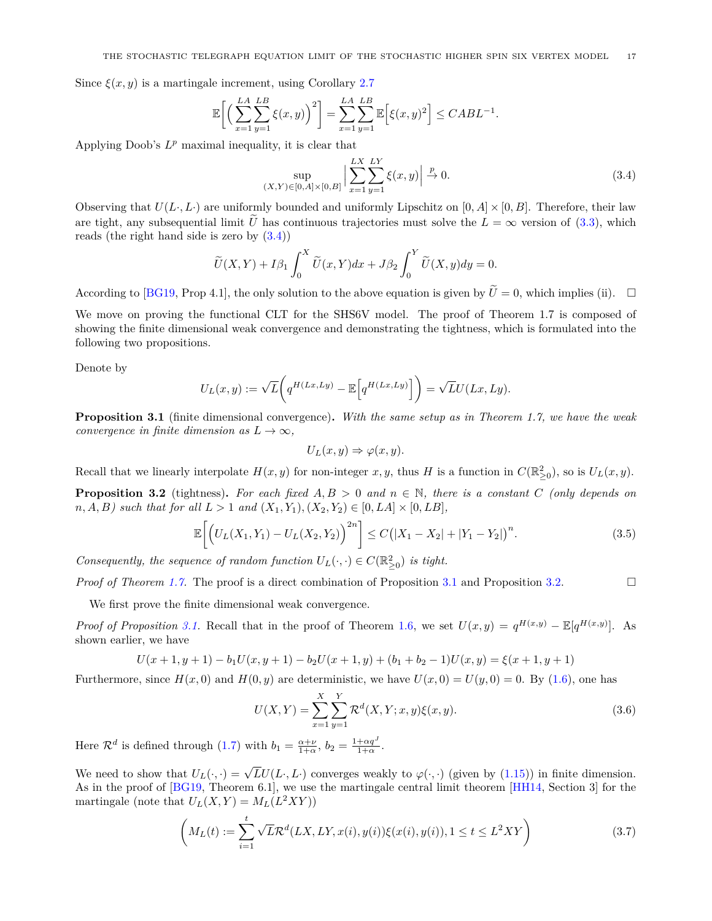Since $\xi(x,y)$ is a martingale increment, using Corollary 2.7

$$\mathbb{E}\Big[\Big(\sum_{x=1}^{LA}\sum_{y=1}^{LB}\xi(x,y)\Big)^2\Big] = \sum_{x=1}^{LA}\sum_{y=1}^{LB}\mathbb{E}\Big[\xi(x,y)^2\Big] \leq CABL^{-1}.$$

Applying Doob's $L^p$ maximal inequality, it is clear that

$$\sup_{(X,Y)\in[0,A]\times[0,B]}\Big|\sum_{x=1}^{LX}\sum_{y=1}^{LY}\xi(x,y)\Big| \xrightarrow{p} 0. \tag{3.4}$$

Observing that $U(L\cdot,L\cdot)$ are uniformly bounded and uniformly Lipschitz on $[0,A]\times[0,B]$. Therefore, their law are tight, any subsequential limit $\widetilde{U}$ has continuous trajectories must solve the $L=\infty$ version of (3.3), which reads (the right hand side is zero by (3.4))

$$\widetilde{U}(X,Y) + I\beta_1\int_0^X \widetilde{U}(x,Y)dx + J\beta_2\int_0^Y \widetilde{U}(X,y)dy = 0.$$

According to [BG19, Prop 4.1], the only solution to the above equation is given by $\widetilde{U}=0$, which implies (ii). $\square$

We move on proving the functional CLT for the SHS6V model. The proof of Theorem 1.7 is composed of showing the finite dimensional weak convergence and demonstrating the tightness, which is formulated into the following two propositions.

Denote by

$$U_L(x,y) := \sqrt{L}\Big(q^{H(Lx,Ly)} - \mathbb{E}\Big[q^{H(Lx,Ly)}\Big]\Big) = \sqrt{L}U(Lx,Ly).$$

**Proposition 3.1** (finite dimensional convergence)**.** *With the same setup as in Theorem 1.7, we have the weak convergence in finite dimension as $L\to\infty$,*

$$U_L(x,y) \Rightarrow \varphi(x,y).$$

Recall that we linearly interpolate $H(x,y)$ for non-integer $x,y$, thus $H$ is a function in $C(\mathbb{R}^2_{\geq 0})$, so is $U_L(x,y)$.

**Proposition 3.2** (tightness)**.** *For each fixed $A,B>0$ and $n\in\mathbb{N}$, there is a constant $C$ (only depends on $n,A,B$) such that for all $L>1$ and $(X_1,Y_1),(X_2,Y_2)\in[0,LA]\times[0,LB]$,*

$$\mathbb{E}\bigg[\Big(U_L(X_1,Y_1) - U_L(X_2,Y_2)\Big)^{2n}\bigg] \leq C\big(|X_1-X_2| + |Y_1-Y_2|\big)^n. \tag{3.5}$$

*Consequently, the sequence of random function $U_L(\cdot,\cdot)\in C(\mathbb{R}^2_{\geq 0})$ is tight.*

*Proof of Theorem 1.7.* The proof is a direct combination of Proposition 3.1 and Proposition 3.2. $\square$

We first prove the finite dimensional weak convergence.

*Proof of Proposition 3.1.* Recall that in the proof of Theorem 1.6, we set $U(x,y) = q^{H(x,y)} - \mathbb{E}[q^{H(x,y)}]$. As shown earlier, we have

$$U(x+1,y+1) - b_1U(x,y+1) - b_2U(x+1,y) + (b_1+b_2-1)U(x,y) = \xi(x+1,y+1)$$

Furthermore, since $H(x,0)$ and $H(0,y)$ are deterministic, we have $U(x,0)=U(y,0)=0$. By (1.6), one has

$$U(X,Y) = \sum_{x=1}^{X}\sum_{y=1}^{Y}\mathcal{R}^d(X,Y;x,y)\xi(x,y). \tag{3.6}$$

Here $\mathcal{R}^d$ is defined through (1.7) with $b_1 = \frac{\alpha+\nu}{1+\alpha}$, $b_2 = \frac{1+\alpha q^J}{1+\alpha}$.

We need to show that $U_L(\cdot,\cdot) = \sqrt{L}U(L\cdot,L\cdot)$ converges weakly to $\varphi(\cdot,\cdot)$ (given by (1.15)) in finite dimension. As in the proof of [BG19, Theorem 6.1], we use the martingale central limit theorem [HH14, Section 3] for the martingale (note that $U_L(X,Y) = M_L(L^2XY)$)

$$\bigg(M_L(t) := \sum_{i=1}^{t}\sqrt{L}\mathcal{R}^d(LX,LY,x(i),y(i))\xi(x(i),y(i)), 1\leq t\leq L^2XY\bigg) \tag{3.7}$$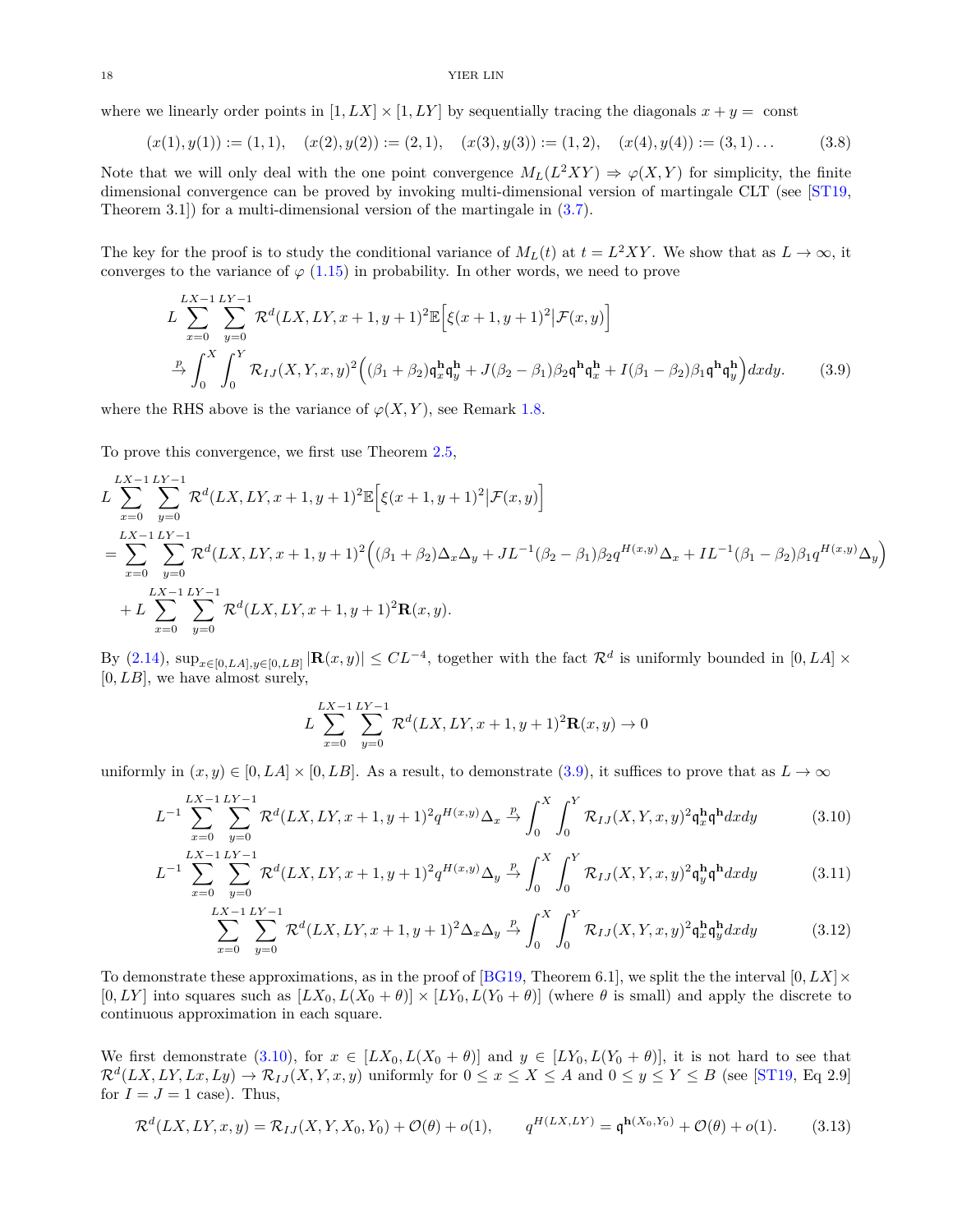where we linearly order points in $[1, LX] \times [1, LY]$ by sequentially tracing the diagonals $x + y =$ const

$$(x(1), y(1)) := (1,1), \quad (x(2), y(2)) := (2,1), \quad (x(3), y(3)) := (1,2), \quad (x(4), y(4)) := (3,1)\dots \tag{3.8}$$

Note that we will only deal with the one point convergence $M_L(L^2XY) \Rightarrow \varphi(X,Y)$ for simplicity, the finite dimensional convergence can be proved by invoking multi-dimensional version of martingale CLT (see [ST19, Theorem 3.1]) for a multi-dimensional version of the martingale in (3.7).

The key for the proof is to study the conditional variance of $M_L(t)$ at $t = L^2XY$. We show that as $L \to \infty$, it converges to the variance of $\varphi$ (1.15) in probability. In other words, we need to prove

$$\begin{aligned}
&L \sum_{x=0}^{LX-1} \sum_{y=0}^{LY-1} \mathcal{R}^d(LX, LY, x+1, y+1)^2 \mathbb{E}\Big[\xi(x+1,y+1)^2 \big| \mathcal{F}(x,y)\Big] \\
&\xrightarrow{p} \int_0^X \int_0^Y \mathcal{R}_{IJ}(X,Y,x,y)^2 \Big((\beta_1+\beta_2)\mathfrak{q}_x^{\mathbf{h}}\mathfrak{q}_y^{\mathbf{h}} + J(\beta_2-\beta_1)\beta_2 \mathfrak{q}^{\mathbf{h}}\mathfrak{q}_x^{\mathbf{h}} + I(\beta_1-\beta_2)\beta_1 \mathfrak{q}^{\mathbf{h}}\mathfrak{q}_y^{\mathbf{h}}\Big) dxdy.
\end{aligned} \tag{3.9}$$

where the RHS above is the variance of $\varphi(X,Y)$, see Remark 1.8.

To prove this convergence, we first use Theorem 2.5,

$$\begin{aligned}
&L \sum_{x=0}^{LX-1} \sum_{y=0}^{LY-1} \mathcal{R}^d(LX, LY, x+1, y+1)^2 \mathbb{E}\Big[\xi(x+1,y+1)^2 \big| \mathcal{F}(x,y)\Big] \\
&= \sum_{x=0}^{LX-1} \sum_{y=0}^{LY-1} \mathcal{R}^d(LX, LY, x+1, y+1)^2 \Big((\beta_1+\beta_2)\Delta_x\Delta_y + JL^{-1}(\beta_2-\beta_1)\beta_2 q^{H(x,y)}\Delta_x + IL^{-1}(\beta_1-\beta_2)\beta_1 q^{H(x,y)}\Delta_y\Big) \\
&\quad + L \sum_{x=0}^{LX-1} \sum_{y=0}^{LY-1} \mathcal{R}^d(LX, LY, x+1, y+1)^2 \mathbf{R}(x,y).
\end{aligned}$$

By (2.14), $\sup_{x\in[0,LA], y\in[0,LB]} |\mathbf{R}(x,y)| \le CL^{-4}$, together with the fact $\mathcal{R}^d$ is uniformly bounded in $[0,LA] \times [0,LB]$, we have almost surely,

$$L \sum_{x=0}^{LX-1} \sum_{y=0}^{LY-1} \mathcal{R}^d(LX, LY, x+1, y+1)^2 \mathbf{R}(x,y) \to 0$$

uniformly in $(x,y) \in [0,LA] \times [0,LB]$. As a result, to demonstrate (3.9), it suffices to prove that as $L \to \infty$

$$L^{-1} \sum_{x=0}^{LX-1} \sum_{y=0}^{LY-1} \mathcal{R}^d(LX, LY, x+1, y+1)^2 q^{H(x,y)} \Delta_x \xrightarrow{p} \int_0^X \int_0^Y \mathcal{R}_{IJ}(X,Y,x,y)^2 \mathfrak{q}_x^{\mathbf{h}}\mathfrak{q}^{\mathbf{h}} dxdy \tag{3.10}$$

$$L^{-1} \sum_{x=0}^{LX-1} \sum_{y=0}^{LY-1} \mathcal{R}^d(LX, LY, x+1, y+1)^2 q^{H(x,y)} \Delta_y \xrightarrow{p} \int_0^X \int_0^Y \mathcal{R}_{IJ}(X,Y,x,y)^2 \mathfrak{q}_y^{\mathbf{h}}\mathfrak{q}^{\mathbf{h}} dxdy \tag{3.11}$$

$$\sum_{x=0}^{LX-1} \sum_{y=0}^{LY-1} \mathcal{R}^d(LX, LY, x+1, y+1)^2 \Delta_x\Delta_y \xrightarrow{p} \int_0^X \int_0^Y \mathcal{R}_{IJ}(X,Y,x,y)^2 \mathfrak{q}_x^{\mathbf{h}}\mathfrak{q}_y^{\mathbf{h}} dxdy \tag{3.12}$$

To demonstrate these approximations, as in the proof of [BG19, Theorem 6.1], we split the the interval $[0, LX] \times [0, LY]$ into squares such as $[LX_0, L(X_0+\theta)] \times [LY_0, L(Y_0+\theta)]$ (where $\theta$ is small) and apply the discrete to continuous approximation in each square.

We first demonstrate (3.10), for $x \in [LX_0, L(X_0+\theta)]$ and $y \in [LY_0, L(Y_0+\theta)]$, it is not hard to see that $\mathcal{R}^d(LX, LY, Lx, Ly) \to \mathcal{R}_{IJ}(X,Y,x,y)$ uniformly for $0 \le x \le X \le A$ and $0 \le y \le Y \le B$ (see [ST19, Eq 2.9] for $I = J = 1$ case). Thus,

$$\mathcal{R}^d(LX, LY, x, y) = \mathcal{R}_{IJ}(X,Y,X_0,Y_0) + \mathcal{O}(\theta) + o(1), \qquad q^{H(LX,LY)} = \mathfrak{q}^{\mathbf{h}(X_0,Y_0)} + \mathcal{O}(\theta) + o(1). \tag{3.13}$$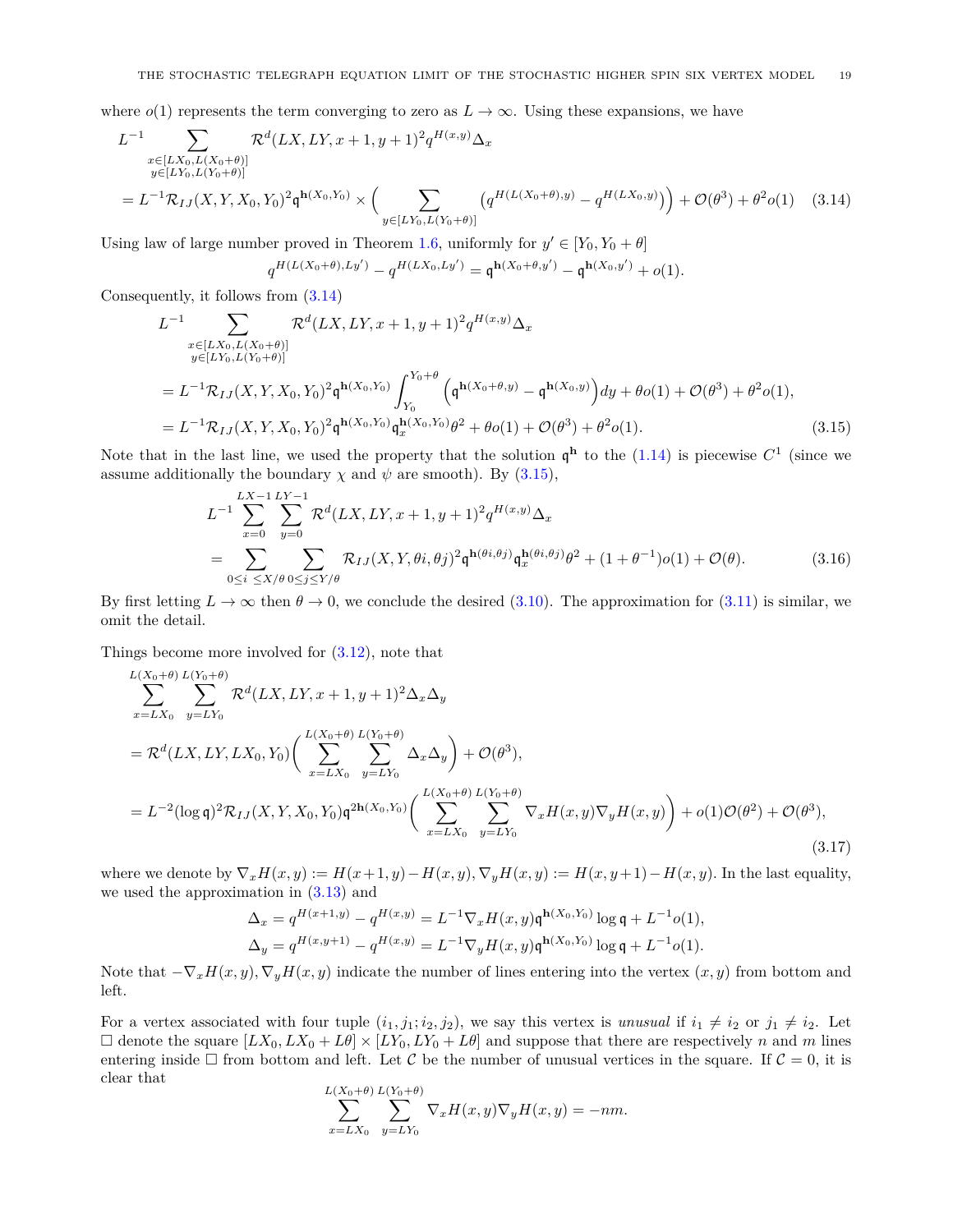where $o(1)$ represents the term converging to zero as $L \to \infty$. Using these expansions, we have

$$
\begin{aligned}
&L^{-1} \sum_{\substack{x \in [LX_0, L(X_0+\theta)] \\ y \in [LY_0, L(Y_0+\theta)]}} \mathcal{R}^d(LX, LY, x+1, y+1)^2 q^{H(x,y)} \Delta_x \\
&= L^{-1} \mathcal{R}_{IJ}(X, Y, X_0, Y_0)^2 \mathfrak{q}^{\mathbf{h}(X_0, Y_0)} \times \Big( \sum_{y \in [LY_0, L(Y_0+\theta)]} \big( q^{H(L(X_0+\theta), y)} - q^{H(LX_0, y)} \big) \Big) + \mathcal{O}(\theta^3) + \theta^2 o(1) \quad (3.14)
\end{aligned}
$$

Using law of large number proved in Theorem 1.6, uniformly for $y' \in [Y_0, Y_0 + \theta]$

$$
q^{H(L(X_0+\theta), Ly')} - q^{H(LX_0, Ly')} = \mathfrak{q}^{\mathbf{h}(X_0+\theta, y')} - \mathfrak{q}^{\mathbf{h}(X_0, y')} + o(1).
$$

Consequently, it follows from (3.14)

$$
\begin{aligned}
&L^{-1} \sum_{\substack{x \in [LX_0, L(X_0+\theta)] \\ y \in [LY_0, L(Y_0+\theta)]}} \mathcal{R}^d(LX, LY, x+1, y+1)^2 q^{H(x,y)} \Delta_x \\
&= L^{-1} \mathcal{R}_{IJ}(X, Y, X_0, Y_0)^2 \mathfrak{q}^{\mathbf{h}(X_0, Y_0)} \int_{Y_0}^{Y_0+\theta} \Big( \mathfrak{q}^{\mathbf{h}(X_0+\theta, y)} - \mathfrak{q}^{\mathbf{h}(X_0, y)} \Big) dy + \theta o(1) + \mathcal{O}(\theta^3) + \theta^2 o(1), \\
&= L^{-1} \mathcal{R}_{IJ}(X, Y, X_0, Y_0)^2 \mathfrak{q}^{\mathbf{h}(X_0, Y_0)} \mathfrak{q}_x^{\mathbf{h}(X_0, Y_0)} \theta^2 + \theta o(1) + \mathcal{O}(\theta^3) + \theta^2 o(1). \qquad (3.15)
\end{aligned}
$$

Note that in the last line, we used the property that the solution $\mathfrak{q}^{\mathbf{h}}$ to the (1.14) is piecewise $C^1$ (since we assume additionally the boundary $\chi$ and $\psi$ are smooth). By (3.15),

$$
\begin{aligned}
&L^{-1} \sum_{x=0}^{LX-1} \sum_{y=0}^{LY-1} \mathcal{R}^d(LX, LY, x+1, y+1)^2 q^{H(x,y)} \Delta_x \\
&= \sum_{0 \leq i \leq X/\theta} \sum_{0 \leq j \leq Y/\theta} \mathcal{R}_{IJ}(X, Y, \theta i, \theta j)^2 \mathfrak{q}^{\mathbf{h}(\theta i, \theta j)} \mathfrak{q}_x^{\mathbf{h}(\theta i, \theta j)} \theta^2 + (1 + \theta^{-1}) o(1) + \mathcal{O}(\theta). \qquad (3.16)
\end{aligned}
$$

By first letting $L \to \infty$ then $\theta \to 0$, we conclude the desired (3.10). The approximation for (3.11) is similar, we omit the detail.

Things become more involved for (3.12), note that

$$
\begin{aligned}
&\sum_{x=LX_0}^{L(X_0+\theta)} \sum_{y=LY_0}^{L(Y_0+\theta)} \mathcal{R}^d(LX, LY, x+1, y+1)^2 \Delta_x \Delta_y \\
&= \mathcal{R}^d(LX, LY, LX_0, Y_0) \Big( \sum_{x=LX_0}^{L(X_0+\theta)} \sum_{y=LY_0}^{L(Y_0+\theta)} \Delta_x \Delta_y \Big) + \mathcal{O}(\theta^3), \\
&= L^{-2} (\log \mathfrak{q})^2 \mathcal{R}_{IJ}(X, Y, X_0, Y_0) \mathfrak{q}^{2\mathbf{h}(X_0, Y_0)} \Big( \sum_{x=LX_0}^{L(X_0+\theta)} \sum_{y=LY_0}^{L(Y_0+\theta)} \nabla_x H(x,y) \nabla_y H(x,y) \Big) + o(1) \mathcal{O}(\theta^2) + \mathcal{O}(\theta^3),
\end{aligned}
\qquad (3.17)
$$

where we denote by $\nabla_x H(x,y) := H(x+1, y) - H(x,y)$, $\nabla_y H(x,y) := H(x, y+1) - H(x,y)$. In the last equality, we used the approximation in (3.13) and

$$
\begin{aligned}
\Delta_x &= q^{H(x+1,y)} - q^{H(x,y)} = L^{-1} \nabla_x H(x,y) \mathfrak{q}^{\mathbf{h}(X_0, Y_0)} \log \mathfrak{q} + L^{-1} o(1), \\
\Delta_y &= q^{H(x,y+1)} - q^{H(x,y)} = L^{-1} \nabla_y H(x,y) \mathfrak{q}^{\mathbf{h}(X_0, Y_0)} \log \mathfrak{q} + L^{-1} o(1).
\end{aligned}
$$

Note that $-\nabla_x H(x,y), \nabla_y H(x,y)$ indicate the number of lines entering into the vertex $(x,y)$ from bottom and left.

For a vertex associated with four tuple $(i_1, j_1; i_2, j_2)$, we say this vertex is *unusual* if $i_1 \neq i_2$ or $j_1 \neq i_2$. Let $\square$ denote the square $[LX_0, LX_0 + L\theta] \times [LY_0, LY_0 + L\theta]$ and suppose that there are respectively $n$ and $m$ lines entering inside $\square$ from bottom and left. Let $\mathcal{C}$ be the number of unusual vertices in the square. If $\mathcal{C} = 0$, it is clear that

$$
\sum_{x=LX_0}^{L(X_0+\theta)} \sum_{y=LY_0}^{L(Y_0+\theta)} \nabla_x H(x,y) \nabla_y H(x,y) = -nm.
$$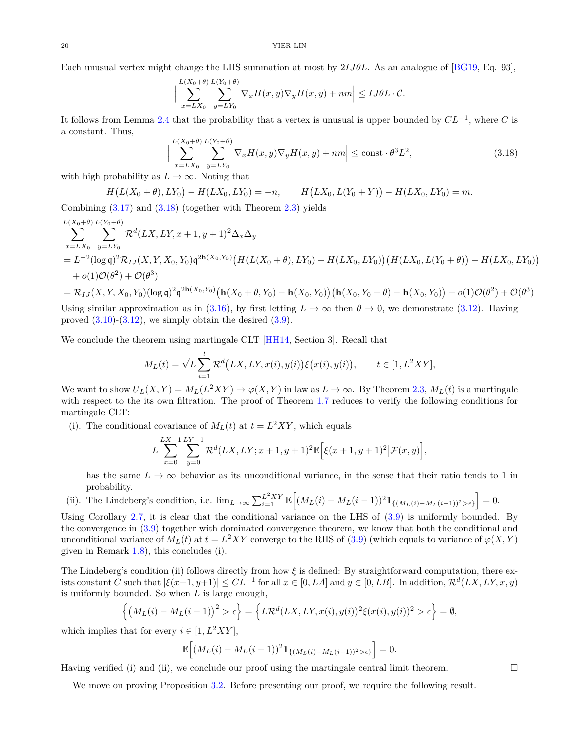Each unusual vertex might change the LHS summation at most by $2IJ\theta L$. As an analogue of [BG19, Eq. 93],

$$\Big| \sum_{x=LX_0}^{L(X_0+\theta)} \sum_{y=LY_0}^{L(Y_0+\theta)} \nabla_x H(x,y) \nabla_y H(x,y) + nm \Big| \leq IJ\theta L \cdot \mathcal{C}.$$

It follows from Lemma 2.4 that the probability that a vertex is unusual is upper bounded by $CL^{-1}$, where $C$ is a constant. Thus,

$$\Big| \sum_{x=LX_0}^{L(X_0+\theta)} \sum_{y=LY_0}^{L(Y_0+\theta)} \nabla_x H(x,y) \nabla_y H(x,y) + nm \Big| \leq \text{const} \cdot \theta^3 L^2, \tag{3.18}$$

with high probability as $L \to \infty$. Noting that

$$H\big(L(X_0+\theta), LY_0\big) - H(LX_0, LY_0) = -n, \qquad H\big(LX_0, L(Y_0+Y)\big) - H(LX_0, LY_0) = m.$$

Combining (3.17) and (3.18) (together with Theorem 2.3) yields

$$\begin{aligned}
&\sum_{x=LX_0}^{L(X_0+\theta)} \sum_{y=LY_0}^{L(Y_0+\theta)} \mathcal{R}^d(LX, LY, x+1, y+1)^2 \Delta_x \Delta_y \\
&= L^{-2} (\log \mathfrak{q})^2 \mathcal{R}_{IJ}(X, Y, X_0, Y_0) \mathfrak{q}^{2\mathbf{h}(X_0,Y_0)} \big(H(L(X_0+\theta), LY_0) - H(LX_0, LY_0)\big)\big(H(LX_0, L(Y_0+\theta)) - H(LX_0, LY_0)\big) \\
&\quad + o(1)\mathcal{O}(\theta^2) + \mathcal{O}(\theta^3) \\
&= \mathcal{R}_{IJ}(X, Y, X_0, Y_0)(\log \mathfrak{q})^2 \mathfrak{q}^{2\mathbf{h}(X_0,Y_0)} \big(\mathbf{h}(X_0+\theta, Y_0) - \mathbf{h}(X_0, Y_0)\big)\big(\mathbf{h}(X_0, Y_0+\theta) - \mathbf{h}(X_0, Y_0)\big) + o(1)\mathcal{O}(\theta^2) + \mathcal{O}(\theta^3)
\end{aligned}$$

Using similar approximation as in (3.16), by first letting $L \to \infty$ then $\theta \to 0$, we demonstrate (3.12). Having proved (3.10)-(3.12), we simply obtain the desired (3.9).

We conclude the theorem using martingale CLT [HH14, Section 3]. Recall that

$$M_L(t) = \sqrt{L} \sum_{i=1}^{t} \mathcal{R}^d\big(LX, LY, x(i), y(i)\big) \xi\big(x(i), y(i)\big), \qquad t \in [1, L^2 XY],$$

We want to show $U_L(X,Y) = M_L(L^2XY) \to \varphi(X,Y)$ in law as $L \to \infty$. By Theorem 2.3, $M_L(t)$ is a martingale with respect to the its own filtration. The proof of Theorem 1.7 reduces to verify the following conditions for martingale CLT:

(i). The conditional covariance of $M_L(t)$ at $t = L^2XY$, which equals

$$L \sum_{x=0}^{LX-1} \sum_{y=0}^{LY-1} \mathcal{R}^d(LX, LY; x+1, y+1)^2 \mathbb{E}\Big[\xi(x+1, y+1)^2 \Big| \mathcal{F}(x,y)\Big],$$

has the same $L \to \infty$ behavior as its unconditional variance, in the sense that their ratio tends to 1 in probability.

(ii). The Lindeberg's condition, i.e. $\lim_{L\to\infty} \sum_{i=1}^{L^2XY} \mathbb{E}\Big[(M_L(i) - M_L(i-1))^2 \mathbf{1}_{\{(M_L(i)-M_L(i-1))^2 > \epsilon\}}\Big] = 0$.

Using Corollary 2.7, it is clear that the conditional variance on the LHS of (3.9) is uniformly bounded. By the convergence in (3.9) together with dominated convergence theorem, we know that both the conditional and unconditional variance of $M_L(t)$ at $t = L^2XY$ converge to the RHS of (3.9) (which equals to variance of $\varphi(X,Y)$ given in Remark 1.8), this concludes (i).

The Lindeberg's condition (ii) follows directly from how $\xi$ is defined: By straightforward computation, there exists constant $C$ such that $|\xi(x+1, y+1)| \leq CL^{-1}$ for all $x \in [0, LA]$ and $y \in [0, LB]$. In addition, $\mathcal{R}^d(LX, LY, x, y)$ is uniformly bounded. So when $L$ is large enough,

$$\Big\{\big(M_L(i) - M_L(i-1)\big)^2 > \epsilon\Big\} = \Big\{L\mathcal{R}^d(LX, LY, x(i), y(i))^2 \xi(x(i), y(i))^2 > \epsilon\Big\} = \emptyset,$$

which implies that for every $i \in [1, L^2XY]$,

$$\mathbb{E}\Big[(M_L(i) - M_L(i-1))^2 \mathbf{1}_{\{(M_L(i)-M_L(i-1))^2 > \epsilon\}}\Big] = 0.$$

Having verified (i) and (ii), we conclude our proof using the martingale central limit theorem. $\square$

We move on proving Proposition 3.2. Before presenting our proof, we require the following result.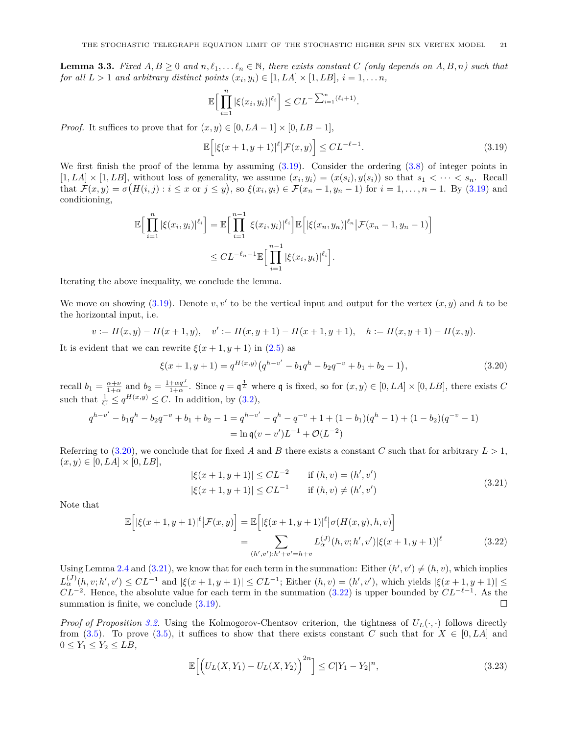**Lemma 3.3.** *Fixed $A, B \geq 0$ and $n, \ell_1, \dots \ell_n \in \mathbb{N}$, there exists constant $C$ (only depends on $A, B, n$) such that for all $L > 1$ and arbitrary distinct points $(x_i, y_i) \in [1, LA] \times [1, LB]$, $i = 1, \dots n$,*

$$\mathbb{E}\Big[\prod_{i=1}^{n} |\xi(x_i, y_i)|^{\ell_i}\Big] \leq C L^{-\sum_{i=1}^{n}(\ell_i + 1)}.$$

*Proof.* It suffices to prove that for $(x, y) \in [0, LA-1] \times [0, LB-1]$,

$$\mathbb{E}\Big[|\xi(x+1, y+1)|^{\ell} \big| \mathcal{F}(x, y)\Big] \leq C L^{-\ell - 1}. \tag{3.19}$$

We first finish the proof of the lemma by assuming (3.19). Consider the ordering (3.8) of integer points in $[1, LA] \times [1, LB]$, without loss of generality, we assume $(x_i, y_i) = (x(s_i), y(s_i))$ so that $s_1 < \dots < s_n$. Recall that $\mathcal{F}(x, y) = \sigma\big(H(i, j) : i \leq x \text{ or } j \leq y\big)$, so $\xi(x_i, y_i) \in \mathcal{F}(x_n - 1, y_n - 1)$ for $i = 1, \dots, n-1$. By (3.19) and conditioning,

$$\begin{aligned}
\mathbb{E}\Big[\prod_{i=1}^{n} |\xi(x_i, y_i)|^{\ell_i}\Big] &= \mathbb{E}\Big[\prod_{i=1}^{n-1} |\xi(x_i, y_i)|^{\ell_i}\Big] \mathbb{E}\Big[|\xi(x_n, y_n)|^{\ell_n} \big| \mathcal{F}(x_n - 1, y_n - 1)\Big] \\
&\leq C L^{-\ell_n - 1} \mathbb{E}\Big[\prod_{i=1}^{n-1} |\xi(x_i, y_i)|^{\ell_i}\Big].
\end{aligned}$$

Iterating the above inequality, we conclude the lemma.

We move on showing (3.19). Denote $v, v'$ to be the vertical input and output for the vertex $(x, y)$ and $h$ to be the horizontal input, i.e.

$$v := H(x, y) - H(x+1, y), \quad v' := H(x, y+1) - H(x+1, y+1), \quad h := H(x, y+1) - H(x, y).$$

It is evident that we can rewrite $\xi(x+1, y+1)$ in (2.5) as

$$\xi(x+1, y+1) = q^{H(x,y)}\big(q^{h - v'} - b_1 q^{h} - b_2 q^{-v} + b_1 + b_2 - 1\big), \tag{3.20}$$

recall $b_1 = \frac{\alpha + \nu}{1 + \alpha}$ and $b_2 = \frac{1 + \alpha q^J}{1 + \alpha}$. Since $q = \mathfrak{q}^{\frac{1}{L}}$ where $\mathfrak{q}$ is fixed, so for $(x, y) \in [0, LA] \times [0, LB]$, there exists $C$ such that $\frac{1}{C} \leq q^{H(x,y)} \leq C$. In addition, by (3.2),

$$\begin{aligned}
q^{h - v'} - b_1 q^{h} - b_2 q^{-v} + b_1 + b_2 - 1 &= q^{h - v'} - q^{h} - q^{-v} + 1 + (1 - b_1)(q^{h} - 1) + (1 - b_2)(q^{-v} - 1) \\
&= \ln \mathfrak{q} (v - v') L^{-1} + \mathcal{O}(L^{-2})
\end{aligned}$$

Referring to (3.20), we conclude that for fixed $A$ and $B$ there exists a constant $C$ such that for arbitrary $L > 1$, $(x, y) \in [0, LA] \times [0, LB]$,

$$\begin{aligned}
|\xi(x+1, y+1)| &\leq C L^{-2} \qquad \text{if } (h, v) = (h', v') \\
|\xi(x+1, y+1)| &\leq C L^{-1} \qquad \text{if } (h, v) \neq (h', v')
\end{aligned} \tag{3.21}$$

Note that

$$\begin{aligned}
\mathbb{E}\Big[|\xi(x+1, y+1)|^{\ell} \big| \mathcal{F}(x, y)\Big] &= \mathbb{E}\Big[|\xi(x+1, y+1)|^{\ell} \big| \sigma(H(x, y), h, v)\Big] \\
&= \sum_{(h', v') : h' + v' = h + v} L_{\alpha}^{(J)}(h, v; h', v') |\xi(x+1, y+1)|^{\ell}
\end{aligned} \tag{3.22}$$

Using Lemma 2.4 and (3.21), we know that for each term in the summation: Either $(h', v') \neq (h, v)$, which implies $L_{\alpha}^{(J)}(h, v; h', v') \leq C L^{-1}$ and $|\xi(x+1, y+1)| \leq C L^{-1}$; Either $(h, v) = (h', v')$, which yields $|\xi(x+1, y+1)| \leq C L^{-2}$. Hence, the absolute value for each term in the summation (3.22) is upper bounded by $C L^{-\ell - 1}$. As the summation is finite, we conclude (3.19). $\square$

*Proof of Proposition 3.2.* Using the Kolmogorov-Chentsov criterion, the tightness of $U_L(\cdot, \cdot)$ follows directly from (3.5). To prove (3.5), it suffices to show that there exists constant $C$ such that for $X \in [0, LA]$ and $0 \leq Y_1 \leq Y_2 \leq LB$,

$$\mathbb{E}\Big[\Big(U_L(X, Y_1) - U_L(X, Y_2)\Big)^{2n}\Big] \leq C |Y_1 - Y_2|^{n}, \tag{3.23}$$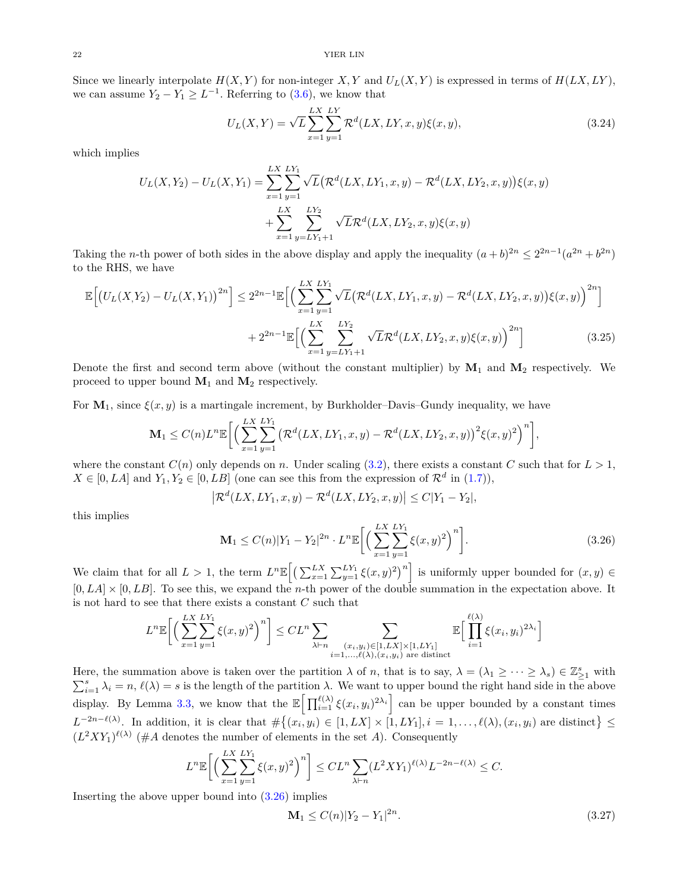Since we linearly interpolate $H(X,Y)$ for non-integer $X, Y$ and $U_L(X,Y)$ is expressed in terms of $H(LX, LY)$, we can assume $Y_2 - Y_1 \geq L^{-1}$. Referring to (3.6), we know that

$$U_L(X,Y) = \sqrt{L} \sum_{x=1}^{LX} \sum_{y=1}^{LY} \mathcal{R}^d(LX, LY, x, y) \xi(x,y), \tag{3.24}$$

which implies

$$\begin{aligned} U_L(X,Y_2) - U_L(X,Y_1) = &\sum_{x=1}^{LX} \sum_{y=1}^{LY_1} \sqrt{L}\big(\mathcal{R}^d(LX, LY_1, x, y) - \mathcal{R}^d(LX, LY_2, x, y)\big)\xi(x,y) \\ &+ \sum_{x=1}^{LX} \sum_{y=LY_1+1}^{LY_2} \sqrt{L}\mathcal{R}^d(LX, LY_2, x, y)\xi(x,y) \end{aligned}$$

Taking the $n$-th power of both sides in the above display and apply the inequality $(a+b)^{2n} \leq 2^{2n-1}(a^{2n} + b^{2n})$ to the RHS, we have

$$\begin{aligned} \mathbb{E}\Big[\big(U_L(X,Y_2) - U_L(X,Y_1)\big)^{2n}\Big] \leq\, &2^{2n-1}\mathbb{E}\Big[\Big(\sum_{x=1}^{LX} \sum_{y=1}^{LY_1} \sqrt{L}\big(\mathcal{R}^d(LX, LY_1, x, y) - \mathcal{R}^d(LX, LY_2, x, y)\big)\xi(x,y)\Big)^{2n}\Big] \\ &+ 2^{2n-1}\mathbb{E}\Big[\Big(\sum_{x=1}^{LX} \sum_{y=LY_1+1}^{LY_2} \sqrt{L}\mathcal{R}^d(LX, LY_2, x, y)\xi(x,y)\Big)^{2n}\Big] \end{aligned} \tag{3.25}$$

Denote the first and second term above (without the constant multiplier) by $\mathbf{M}_1$ and $\mathbf{M}_2$ respectively. We proceed to upper bound $\mathbf{M}_1$ and $\mathbf{M}_2$ respectively.

For $\mathbf{M}_1$, since $\xi(x,y)$ is a martingale increment, by Burkholder–Davis–Gundy inequality, we have

$$\mathbf{M}_1 \leq C(n) L^n \mathbb{E}\Big[\Big(\sum_{x=1}^{LX} \sum_{y=1}^{LY_1} \big(\mathcal{R}^d(LX, LY_1, x, y) - \mathcal{R}^d(LX, LY_2, x, y)\big)^2 \xi(x,y)^2\Big)^n\Big],$$

where the constant $C(n)$ only depends on $n$. Under scaling (3.2), there exists a constant $C$ such that for $L > 1$, $X \in [0, LA]$ and $Y_1, Y_2 \in [0, LB]$ (one can see this from the expression of $\mathcal{R}^d$ in (1.7)),

$$\big|\mathcal{R}^d(LX, LY_1, x, y) - \mathcal{R}^d(LX, LY_2, x, y)\big| \leq C|Y_1 - Y_2|,$$

this implies

$$\mathbf{M}_1 \leq C(n)|Y_1 - Y_2|^{2n} \cdot L^n \mathbb{E}\Big[\Big(\sum_{x=1}^{LX} \sum_{y=1}^{LY_1} \xi(x,y)^2\Big)^n\Big]. \tag{3.26}$$

We claim that for all $L > 1$, the term $L^n \mathbb{E}\Big[\big(\sum_{x=1}^{LX} \sum_{y=1}^{LY_1} \xi(x,y)^2\big)^n\Big]$ is uniformly upper bounded for $(x,y) \in [0, LA] \times [0, LB]$. To see this, we expand the $n$-th power of the double summation in the expectation above. It is not hard to see that there exists a constant $C$ such that

$$L^n \mathbb{E}\Big[\Big(\sum_{x=1}^{LX} \sum_{y=1}^{LY_1} \xi(x,y)^2\Big)^n\Big] \leq C L^n \sum_{\lambda \vdash n} \sum_{\substack{(x_i, y_i) \in [1, LX] \times [1, LY_1] \\ i = 1, \dots, \ell(\lambda), (x_i, y_i) \text{ are distinct}}} \mathbb{E}\Big[\prod_{i=1}^{\ell(\lambda)} \xi(x_i, y_i)^{2\lambda_i}\Big]$$

Here, the summation above is taken over the partition $\lambda$ of $n$, that is to say, $\lambda = (\lambda_1 \geq \dots \geq \lambda_s) \in \mathbb{Z}_{\geq 1}^s$ with $\sum_{i=1}^s \lambda_i = n$, $\ell(\lambda) = s$ is the length of the partition $\lambda$. We want to upper bound the right hand side in the above display. By Lemma 3.3, we know that the $\mathbb{E}\Big[\prod_{i=1}^{\ell(\lambda)} \xi(x_i, y_i)^{2\lambda_i}\Big]$ can be upper bounded by a constant times $L^{-2n-\ell(\lambda)}$. In addition, it is clear that $\#\big\{(x_i, y_i) \in [1, LX] \times [1, LY_1], i = 1, \dots, \ell(\lambda), (x_i, y_i) \text{ are distinct}\big\} \leq (L^2 X Y_1)^{\ell(\lambda)}$ ($\#A$ denotes the number of elements in the set $A$). Consequently

$$L^n \mathbb{E}\Big[\Big(\sum_{x=1}^{LX} \sum_{y=1}^{LY_1} \xi(x,y)^2\Big)^n\Big] \leq C L^n \sum_{\lambda \vdash n} (L^2 X Y_1)^{\ell(\lambda)} L^{-2n-\ell(\lambda)} \leq C.$$

Inserting the above upper bound into (3.26) implies

$$\mathbf{M}_1 \leq C(n)|Y_2 - Y_1|^{2n}. \tag{3.27}$$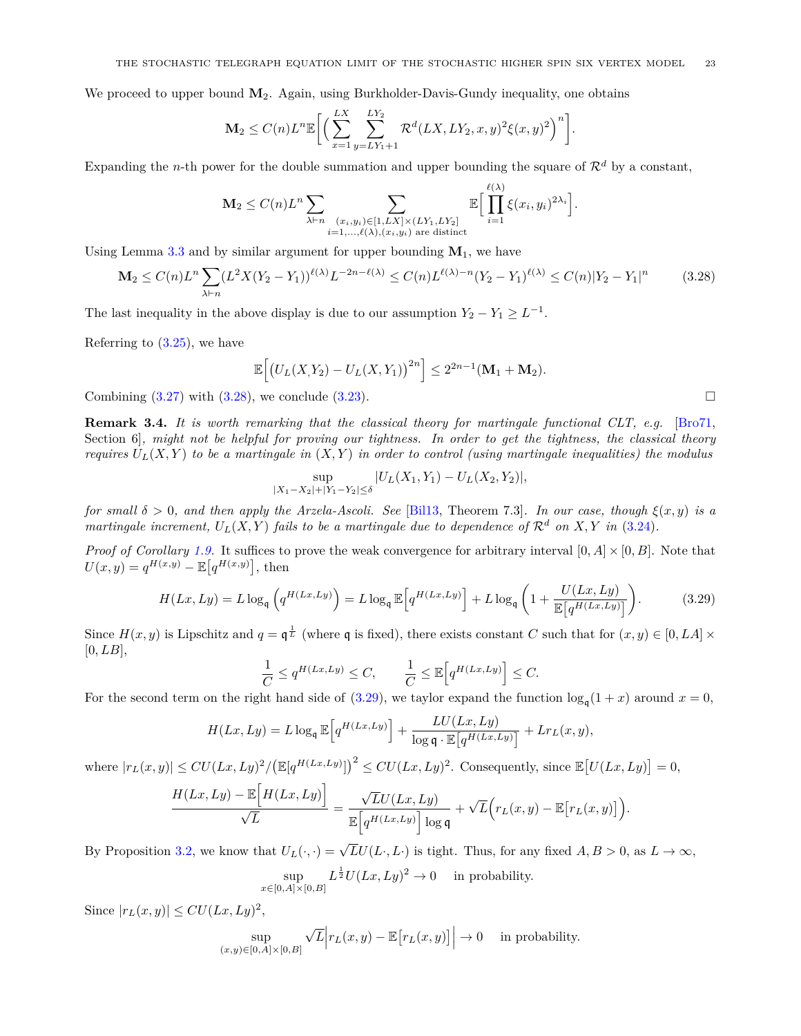We proceed to upper bound $\mathbf{M}_2$. Again, using Burkholder-Davis-Gundy inequality, one obtains

$$\mathbf{M}_2 \leq C(n) L^n \mathbb{E}\Big[\Big(\sum_{x=1}^{LX} \sum_{y=LY_1+1}^{LY_2} \mathcal{R}^d(LX, LY_2, x, y)^2 \xi(x,y)^2\Big)^n\Big].$$

Expanding the $n$-th power for the double summation and upper bounding the square of $\mathcal{R}^d$ by a constant,

$$\mathbf{M}_2 \leq C(n) L^n \sum_{\lambda \vdash n} \sum_{\substack{(x_i, y_i) \in [1, LX] \times (LY_1, LY_2] \\ i=1,\dots,\ell(\lambda), (x_i, y_i) \text{ are distinct}}} \mathbb{E}\Big[\prod_{i=1}^{\ell(\lambda)} \xi(x_i, y_i)^{2\lambda_i}\Big].$$

Using Lemma 3.3 and by similar argument for upper bounding $\mathbf{M}_1$, we have

$$\mathbf{M}_2 \leq C(n) L^n \sum_{\lambda \vdash n} (L^2 X (Y_2 - Y_1))^{\ell(\lambda)} L^{-2n - \ell(\lambda)} \leq C(n) L^{\ell(\lambda) - n} (Y_2 - Y_1)^{\ell(\lambda)} \leq C(n) |Y_2 - Y_1|^n \tag{3.28}$$

The last inequality in the above display is due to our assumption $Y_2 - Y_1 \geq L^{-1}$.

Referring to (3.25), we have

$$\mathbb{E}\Big[\big(U_L(X, Y_2) - U_L(X, Y_1)\big)^{2n}\Big] \leq 2^{2n-1}(\mathbf{M}_1 + \mathbf{M}_2).$$

Combining (3.27) with (3.28), we conclude (3.23). $\square$

**Remark 3.4.** *It is worth remarking that the classical theory for martingale functional CLT, e.g.* [Bro71, Section 6]*, might not be helpful for proving our tightness. In order to get the tightness, the classical theory requires $U_L(X,Y)$ to be a martingale in $(X,Y)$ in order to control (using martingale inequalities) the modulus*

$$\sup_{|X_1 - X_2| + |Y_1 - Y_2| \leq \delta} |U_L(X_1, Y_1) - U_L(X_2, Y_2)|,$$

*for small $\delta > 0$, and then apply the Arzela-Ascoli. See* [Bil13, Theorem 7.3]*. In our case, though $\xi(x,y)$ is a martingale increment, $U_L(X,Y)$ fails to be a martingale due to dependence of $\mathcal{R}^d$ on $X, Y$ in* (3.24)*.*

*Proof of Corollary 1.9.* It suffices to prove the weak convergence for arbitrary interval $[0, A] \times [0, B]$. Note that $U(x,y) = q^{H(x,y)} - \mathbb{E}\big[q^{H(x,y)}\big]$, then

$$H(Lx, Ly) = L \log_{\mathfrak{q}} \Big(q^{H(Lx, Ly)}\Big) = L \log_{\mathfrak{q}} \mathbb{E}\Big[q^{H(Lx,Ly)}\Big] + L \log_{\mathfrak{q}} \bigg(1 + \frac{U(Lx, Ly)}{\mathbb{E}\big[q^{H(Lx,Ly)}\big]}\bigg). \tag{3.29}$$

Since $H(x,y)$ is Lipschitz and $q = \mathfrak{q}^{\frac{1}{L}}$ (where $\mathfrak{q}$ is fixed), there exists constant $C$ such that for $(x,y) \in [0, LA] \times [0, LB]$,

$$\frac{1}{C} \leq q^{H(Lx, Ly)} \leq C, \qquad \frac{1}{C} \leq \mathbb{E}\Big[q^{H(Lx,Ly)}\Big] \leq C.$$

For the second term on the right hand side of (3.29), we taylor expand the function $\log_{\mathfrak{q}}(1+x)$ around $x = 0$,

$$H(Lx, Ly) = L \log_{\mathfrak{q}} \mathbb{E}\Big[q^{H(Lx,Ly)}\Big] + \frac{L U(Lx, Ly)}{\log \mathfrak{q} \cdot \mathbb{E}\big[q^{H(Lx,Ly)}\big]} + L r_L(x,y),$$

where $|r_L(x,y)| \leq C U(Lx, Ly)^2 / \big(\mathbb{E}[q^{H(Lx,Ly)}]\big)^2 \leq C U(Lx, Ly)^2$. Consequently, since $\mathbb{E}\big[U(Lx, Ly)\big] = 0$,

$$\frac{H(Lx, Ly) - \mathbb{E}\Big[H(Lx, Ly)\Big]}{\sqrt{L}} = \frac{\sqrt{L} U(Lx, Ly)}{\mathbb{E}\Big[q^{H(Lx,Ly)}\Big] \log \mathfrak{q}} + \sqrt{L}\Big(r_L(x,y) - \mathbb{E}\big[r_L(x,y)\big]\Big).$$

By Proposition 3.2, we know that $U_L(\cdot, \cdot) = \sqrt{L} U(L\cdot, L\cdot)$ is tight. Thus, for any fixed $A, B > 0$, as $L \to \infty$,

$$\sup_{x \in [0,A] \times [0,B]} L^{\frac{1}{2}} U(Lx, Ly)^2 \to 0 \quad \text{in probability.}$$

Since $|r_L(x,y)| \leq C U(Lx, Ly)^2$,

$$\sup_{(x,y) \in [0,A] \times [0,B]} \sqrt{L} \Big| r_L(x,y) - \mathbb{E}\big[r_L(x,y)\big] \Big| \to 0 \quad \text{in probability.}$$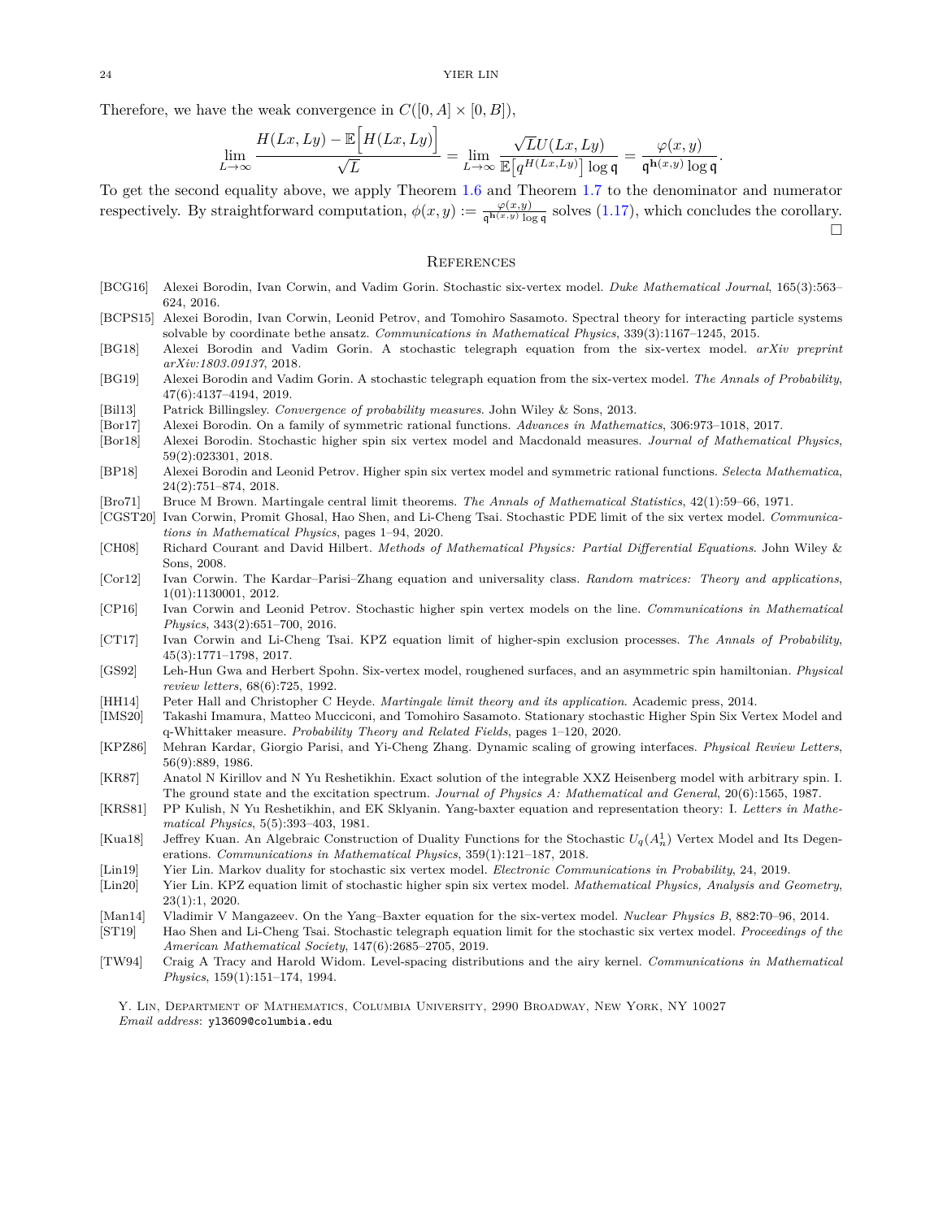Therefore, we have the weak convergence in $C([0, A] \times [0, B])$,

$$\lim_{L\to\infty} \frac{H(Lx, Ly) - \mathbb{E}\Big[H(Lx, Ly)\Big]}{\sqrt{L}} = \lim_{L\to\infty} \frac{\sqrt{L}U(Lx, Ly)}{\mathbb{E}\big[q^{H(Lx,Ly)}\big]\log\mathfrak{q}} = \frac{\varphi(x, y)}{\mathfrak{q}^{\mathbf{h}(x,y)}\log\mathfrak{q}}.$$

To get the second equality above, we apply Theorem 1.6 and Theorem 1.7 to the denominator and numerator respectively. By straightforward computation, $\phi(x, y) := \frac{\varphi(x,y)}{\mathfrak{q}^{\mathbf{h}(x,y)}\log\mathfrak{q}}$ solves (1.17), which concludes the corollary. □

## References

[BCG16] Alexei Borodin, Ivan Corwin, and Vadim Gorin. Stochastic six-vertex model. *Duke Mathematical Journal*, 165(3):563–624, 2016.

[BCPS15] Alexei Borodin, Ivan Corwin, Leonid Petrov, and Tomohiro Sasamoto. Spectral theory for interacting particle systems solvable by coordinate bethe ansatz. *Communications in Mathematical Physics*, 339(3):1167–1245, 2015.

[BG18] Alexei Borodin and Vadim Gorin. A stochastic telegraph equation from the six-vertex model. *arXiv preprint arXiv:1803.09137*, 2018.

[BG19] Alexei Borodin and Vadim Gorin. A stochastic telegraph equation from the six-vertex model. *The Annals of Probability*, 47(6):4137–4194, 2019.

[Bil13] Patrick Billingsley. *Convergence of probability measures*. John Wiley & Sons, 2013.

[Bor17] Alexei Borodin. On a family of symmetric rational functions. *Advances in Mathematics*, 306:973–1018, 2017.

[Bor18] Alexei Borodin. Stochastic higher spin six vertex model and Macdonald measures. *Journal of Mathematical Physics*, 59(2):023301, 2018.

[BP18] Alexei Borodin and Leonid Petrov. Higher spin six vertex model and symmetric rational functions. *Selecta Mathematica*, 24(2):751–874, 2018.

[Bro71] Bruce M Brown. Martingale central limit theorems. *The Annals of Mathematical Statistics*, 42(1):59–66, 1971.

[CGST20] Ivan Corwin, Promit Ghosal, Hao Shen, and Li-Cheng Tsai. Stochastic PDE limit of the six vertex model. *Communications in Mathematical Physics*, pages 1–94, 2020.

[CH08] Richard Courant and David Hilbert. *Methods of Mathematical Physics: Partial Differential Equations*. John Wiley & Sons, 2008.

[Cor12] Ivan Corwin. The Kardar–Parisi–Zhang equation and universality class. *Random matrices: Theory and applications*, 1(01):1130001, 2012.

[CP16] Ivan Corwin and Leonid Petrov. Stochastic higher spin vertex models on the line. *Communications in Mathematical Physics*, 343(2):651–700, 2016.

[CT17] Ivan Corwin and Li-Cheng Tsai. KPZ equation limit of higher-spin exclusion processes. *The Annals of Probability*, 45(3):1771–1798, 2017.

[GS92] Leh-Hun Gwa and Herbert Spohn. Six-vertex model, roughened surfaces, and an asymmetric spin hamiltonian. *Physical review letters*, 68(6):725, 1992.

[HH14] Peter Hall and Christopher C Heyde. *Martingale limit theory and its application*. Academic press, 2014.

[IMS20] Takashi Imamura, Matteo Mucciconi, and Tomohiro Sasamoto. Stationary stochastic Higher Spin Six Vertex Model and q-Whittaker measure. *Probability Theory and Related Fields*, pages 1–120, 2020.

[KPZ86] Mehran Kardar, Giorgio Parisi, and Yi-Cheng Zhang. Dynamic scaling of growing interfaces. *Physical Review Letters*, 56(9):889, 1986.

[KR87] Anatol N Kirillov and N Yu Reshetikhin. Exact solution of the integrable XXZ Heisenberg model with arbitrary spin. I. The ground state and the excitation spectrum. *Journal of Physics A: Mathematical and General*, 20(6):1565, 1987.

[KRS81] PP Kulish, N Yu Reshetikhin, and EK Sklyanin. Yang-baxter equation and representation theory: I. *Letters in Mathematical Physics*, 5(5):393–403, 1981.

[Kua18] Jeffrey Kuan. An Algebraic Construction of Duality Functions for the Stochastic $U_q(A_n^1)$ Vertex Model and Its Degenerations. *Communications in Mathematical Physics*, 359(1):121–187, 2018.

[Lin19] Yier Lin. Markov duality for stochastic six vertex model. *Electronic Communications in Probability*, 24, 2019.

[Lin20] Yier Lin. KPZ equation limit of stochastic higher spin six vertex model. *Mathematical Physics, Analysis and Geometry*, 23(1):1, 2020.

[Man14] Vladimir V Mangazeev. On the Yang–Baxter equation for the six-vertex model. *Nuclear Physics B*, 882:70–96, 2014.

[ST19] Hao Shen and Li-Cheng Tsai. Stochastic telegraph equation limit for the stochastic six vertex model. *Proceedings of the American Mathematical Society*, 147(6):2685–2705, 2019.

[TW94] Craig A Tracy and Harold Widom. Level-spacing distributions and the airy kernel. *Communications in Mathematical Physics*, 159(1):151–174, 1994.

Y. Lin, Department of Mathematics, Columbia University, 2990 Broadway, New York, NY 10027
*Email address*: yl3609@columbia.edu